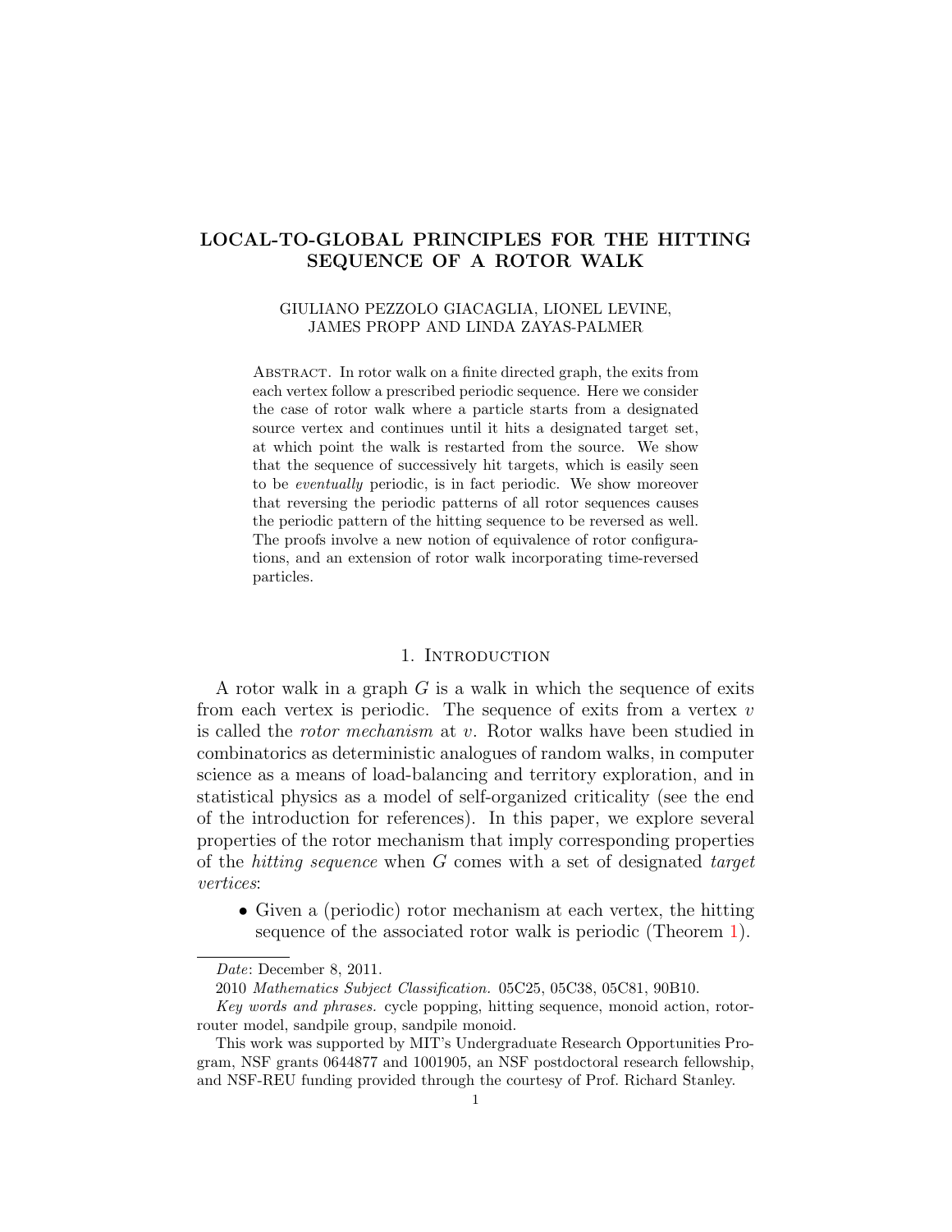# LOCAL-TO-GLOBAL PRINCIPLES FOR THE HITTING SEQUENCE OF A ROTOR WALK

GIULIANO PEZZOLO GIACAGLIA, LIONEL LEVINE, JAMES PROPP AND LINDA ZAYAS-PALMER

Abstract. In rotor walk on a finite directed graph, the exits from each vertex follow a prescribed periodic sequence. Here we consider the case of rotor walk where a particle starts from a designated source vertex and continues until it hits a designated target set, at which point the walk is restarted from the source. We show that the sequence of successively hit targets, which is easily seen to be *eventually* periodic, is in fact periodic. We show moreover that reversing the periodic patterns of all rotor sequences causes the periodic pattern of the hitting sequence to be reversed as well. The proofs involve a new notion of equivalence of rotor configurations, and an extension of rotor walk incorporating time-reversed particles.

## 1. Introduction

A rotor walk in a graph $G$ is a walk in which the sequence of exits from each vertex is periodic. The sequence of exits from a vertex $v$ is called the *rotor mechanism* at $v$. Rotor walks have been studied in combinatorics as deterministic analogues of random walks, in computer science as a means of load-balancing and territory exploration, and in statistical physics as a model of self-organized criticality (see the end of the introduction for references). In this paper, we explore several properties of the rotor mechanism that imply corresponding properties of the *hitting sequence* when $G$ comes with a set of designated *target vertices*:

- Given a (periodic) rotor mechanism at each vertex, the hitting sequence of the associated rotor walk is periodic (Theorem 1).

---

*Date*: December 8, 2011.

2010 *Mathematics Subject Classification.* 05C25, 05C38, 05C81, 90B10.

*Key words and phrases.* cycle popping, hitting sequence, monoid action, rotor-router model, sandpile group, sandpile monoid.

This work was supported by MIT's Undergraduate Research Opportunities Program, NSF grants 0644877 and 1001905, an NSF postdoctoral research fellowship, and NSF-REU funding provided through the courtesy of Prof. Richard Stanley.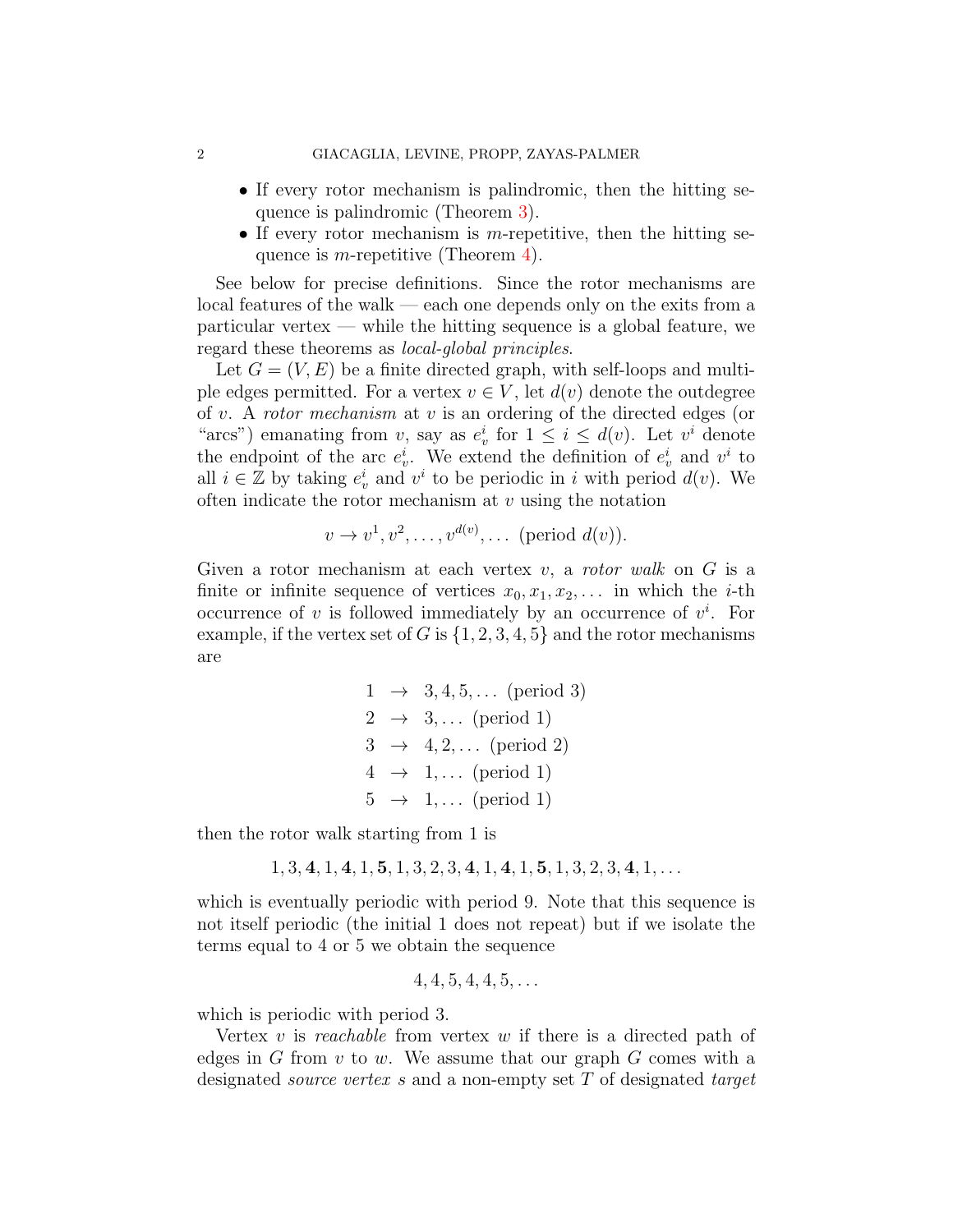- If every rotor mechanism is palindromic, then the hitting sequence is palindromic (Theorem 3).
- If every rotor mechanism is $m$-repetitive, then the hitting sequence is $m$-repetitive (Theorem 4).

See below for precise definitions. Since the rotor mechanisms are local features of the walk — each one depends only on the exits from a particular vertex — while the hitting sequence is a global feature, we regard these theorems as *local-global principles*.

Let $G = (V, E)$ be a finite directed graph, with self-loops and multiple edges permitted. For a vertex $v \in V$, let $d(v)$ denote the outdegree of $v$. A *rotor mechanism* at $v$ is an ordering of the directed edges (or "arcs") emanating from $v$, say as $e_v^i$ for $1 \leq i \leq d(v)$. Let $v^i$ denote the endpoint of the arc $e_v^i$. We extend the definition of $e_v^i$ and $v^i$ to all $i \in \mathbb{Z}$ by taking $e_v^i$ and $v^i$ to be periodic in $i$ with period $d(v)$. We often indicate the rotor mechanism at $v$ using the notation

$$v \to v^1, v^2, \ldots, v^{d(v)}, \ldots \text{ (period } d(v)).$$

Given a rotor mechanism at each vertex $v$, a *rotor walk* on $G$ is a finite or infinite sequence of vertices $x_0, x_1, x_2, \ldots$ in which the $i$-th occurrence of $v$ is followed immediately by an occurrence of $v^i$. For example, if the vertex set of $G$ is $\{1, 2, 3, 4, 5\}$ and the rotor mechanisms are

$$\begin{aligned}
1 &\to 3, 4, 5, \ldots \text{ (period 3)} \\
2 &\to 3, \ldots \text{ (period 1)} \\
3 &\to 4, 2, \ldots \text{ (period 2)} \\
4 &\to 1, \ldots \text{ (period 1)} \\
5 &\to 1, \ldots \text{ (period 1)}
\end{aligned}$$

then the rotor walk starting from 1 is

$$1, 3, \mathbf{4}, 1, \mathbf{4}, 1, \mathbf{5}, 1, 3, 2, 3, \mathbf{4}, 1, \mathbf{4}, 1, \mathbf{5}, 1, 3, 2, 3, \mathbf{4}, 1, \ldots$$

which is eventually periodic with period 9. Note that this sequence is not itself periodic (the initial 1 does not repeat) but if we isolate the terms equal to 4 or 5 we obtain the sequence

$$4, 4, 5, 4, 4, 5, \ldots$$

which is periodic with period 3.

Vertex $v$ is *reachable* from vertex $w$ if there is a directed path of edges in $G$ from $v$ to $w$. We assume that our graph $G$ comes with a designated *source vertex* $s$ and a non-empty set $T$ of designated *target*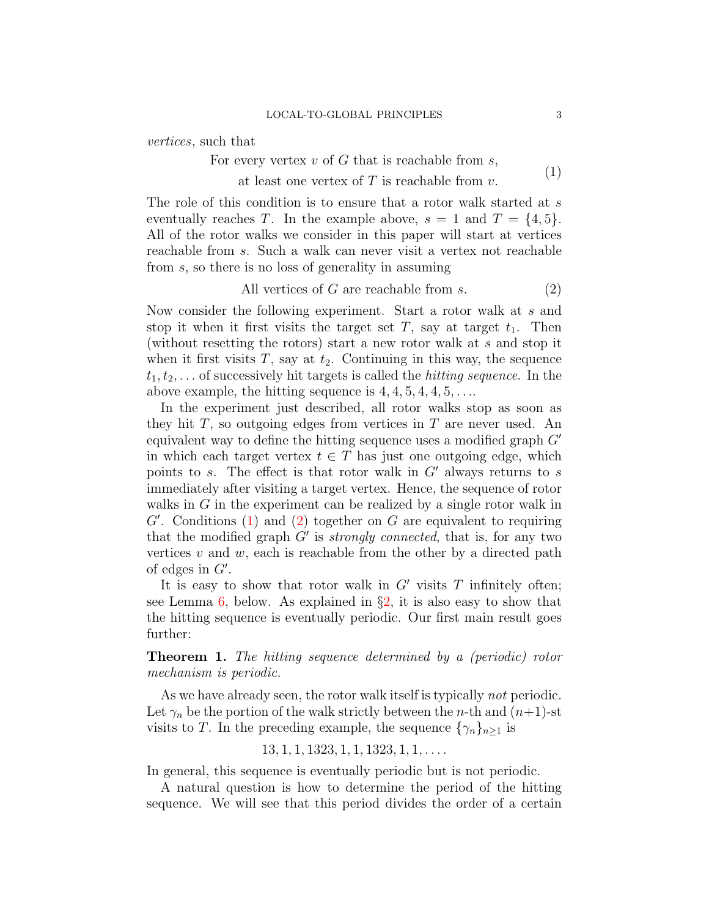*vertices*, such that

$$\begin{array}{c}\text{For every vertex } v \text{ of } G \text{ that is reachable from } s, \\ \text{at least one vertex of } T \text{ is reachable from } v.\end{array} \tag{1}$$

The role of this condition is to ensure that a rotor walk started at $s$ eventually reaches $T$. In the example above, $s = 1$ and $T = \{4, 5\}$. All of the rotor walks we consider in this paper will start at vertices reachable from $s$. Such a walk can never visit a vertex not reachable from $s$, so there is no loss of generality in assuming

$$\text{All vertices of } G \text{ are reachable from } s. \tag{2}$$

Now consider the following experiment. Start a rotor walk at $s$ and stop it when it first visits the target set $T$, say at target $t_1$. Then (without resetting the rotors) start a new rotor walk at $s$ and stop it when it first visits $T$, say at $t_2$. Continuing in this way, the sequence $t_1, t_2, \ldots$ of successively hit targets is called the *hitting sequence*. In the above example, the hitting sequence is $4, 4, 5, 4, 4, 5, \ldots$.

In the experiment just described, all rotor walks stop as soon as they hit $T$, so outgoing edges from vertices in $T$ are never used. An equivalent way to define the hitting sequence uses a modified graph $G'$ in which each target vertex $t \in T$ has just one outgoing edge, which points to $s$. The effect is that rotor walk in $G'$ always returns to $s$ immediately after visiting a target vertex. Hence, the sequence of rotor walks in $G$ in the experiment can be realized by a single rotor walk in $G'$. Conditions (1) and (2) together on $G$ are equivalent to requiring that the modified graph $G'$ is *strongly connected*, that is, for any two vertices $v$ and $w$, each is reachable from the other by a directed path of edges in $G'$.

It is easy to show that rotor walk in $G'$ visits $T$ infinitely often; see Lemma 6, below. As explained in §2, it is also easy to show that the hitting sequence is eventually periodic. Our first main result goes further:

**Theorem 1.** *The hitting sequence determined by a (periodic) rotor mechanism is periodic.*

As we have already seen, the rotor walk itself is typically *not* periodic. Let $\gamma_n$ be the portion of the walk strictly between the $n$-th and $(n+1)$-st visits to $T$. In the preceding example, the sequence $\{\gamma_n\}_{n \geq 1}$ is

$$13, 1, 1, 1323, 1, 1, 1323, 1, 1, \ldots.$$

In general, this sequence is eventually periodic but is not periodic.

A natural question is how to determine the period of the hitting sequence. We will see that this period divides the order of a certain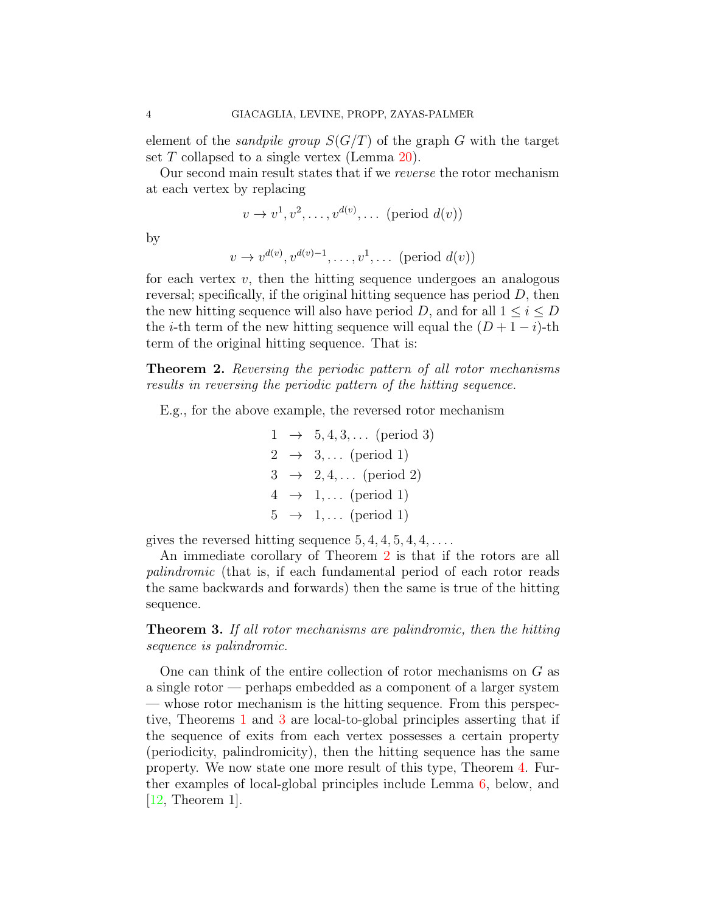element of the *sandpile group* $S(G/T)$ of the graph $G$ with the target set $T$ collapsed to a single vertex (Lemma 20).

Our second main result states that if we *reverse* the rotor mechanism at each vertex by replacing

$$v \to v^1, v^2, \ldots, v^{d(v)}, \ldots \text{ (period } d(v))$$

by

$$v \to v^{d(v)}, v^{d(v)-1}, \ldots, v^1, \ldots \text{ (period } d(v))$$

for each vertex $v$, then the hitting sequence undergoes an analogous reversal; specifically, if the original hitting sequence has period $D$, then the new hitting sequence will also have period $D$, and for all $1 \leq i \leq D$ the $i$-th term of the new hitting sequence will equal the $(D+1-i)$-th term of the original hitting sequence. That is:

**Theorem 2.** *Reversing the periodic pattern of all rotor mechanisms results in reversing the periodic pattern of the hitting sequence.*

E.g., for the above example, the reversed rotor mechanism

$$\begin{aligned}
1 &\to 5, 4, 3, \ldots \text{ (period 3)} \\
2 &\to 3, \ldots \text{ (period 1)} \\
3 &\to 2, 4, \ldots \text{ (period 2)} \\
4 &\to 1, \ldots \text{ (period 1)} \\
5 &\to 1, \ldots \text{ (period 1)}
\end{aligned}$$

gives the reversed hitting sequence $5, 4, 4, 5, 4, 4, \ldots$.

An immediate corollary of Theorem 2 is that if the rotors are all *palindromic* (that is, if each fundamental period of each rotor reads the same backwards and forwards) then the same is true of the hitting sequence.

**Theorem 3.** *If all rotor mechanisms are palindromic, then the hitting sequence is palindromic.*

One can think of the entire collection of rotor mechanisms on $G$ as a single rotor — perhaps embedded as a component of a larger system — whose rotor mechanism is the hitting sequence. From this perspective, Theorems 1 and 3 are local-to-global principles asserting that if the sequence of exits from each vertex possesses a certain property (periodicity, palindromicity), then the hitting sequence has the same property. We now state one more result of this type, Theorem 4. Further examples of local-global principles include Lemma 6, below, and [12, Theorem 1].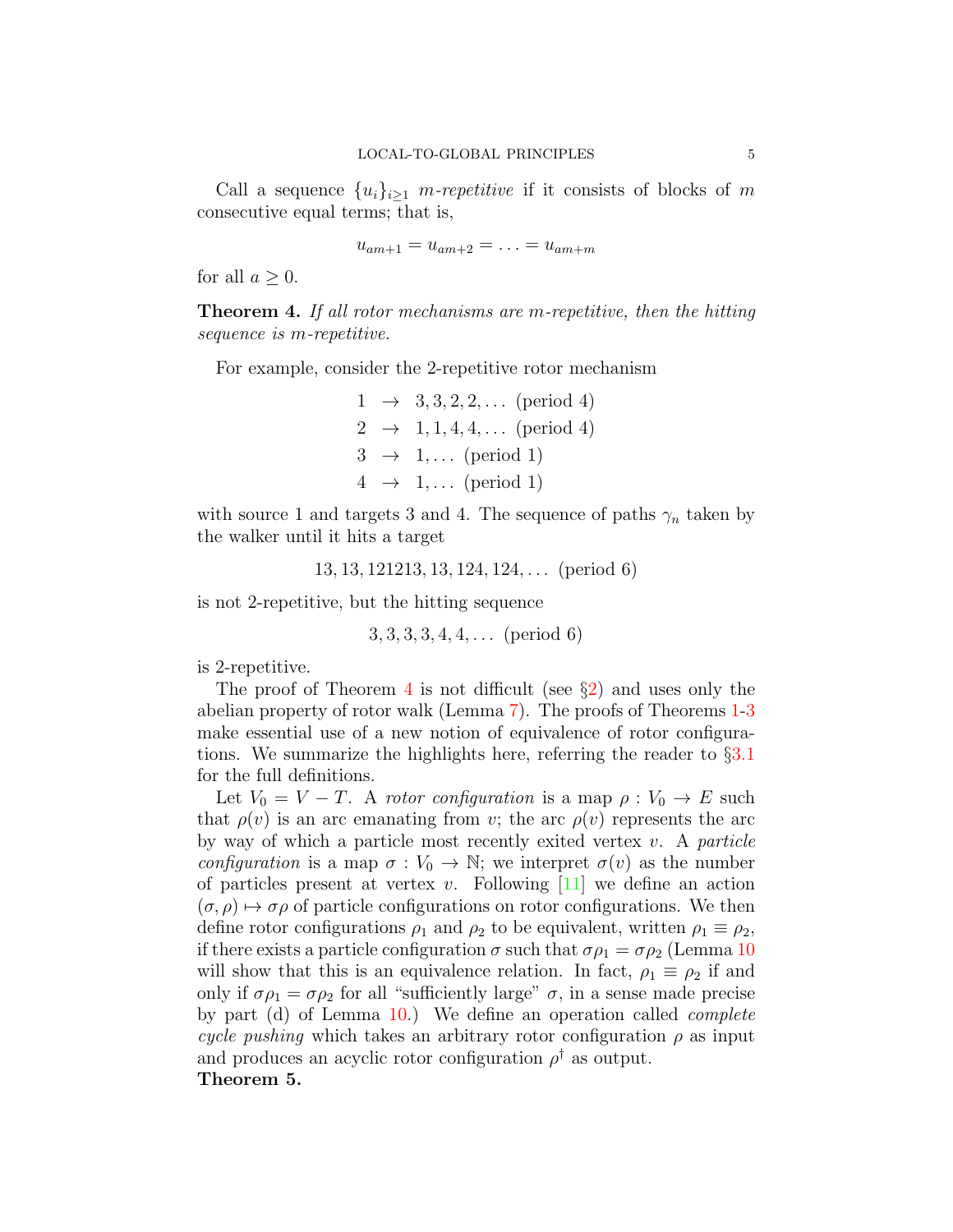Call a sequence $\{u_i\}_{i\geq 1}$ *m-repetitive* if it consists of blocks of $m$ consecutive equal terms; that is,

$$u_{am+1} = u_{am+2} = \ldots = u_{am+m}$$

for all $a \geq 0$.

**Theorem 4.** *If all rotor mechanisms are m-repetitive, then the hitting sequence is m-repetitive.*

For example, consider the 2-repetitive rotor mechanism

$$\begin{aligned}
1 &\rightarrow 3, 3, 2, 2, \ldots \text{ (period 4)} \\
2 &\rightarrow 1, 1, 4, 4, \ldots \text{ (period 4)} \\
3 &\rightarrow 1, \ldots \text{ (period 1)} \\
4 &\rightarrow 1, \ldots \text{ (period 1)}
\end{aligned}$$

with source 1 and targets 3 and 4. The sequence of paths $\gamma_n$ taken by the walker until it hits a target

$$13, 13, 121213, 13, 124, 124, \ldots \text{ (period 6)}$$

is not 2-repetitive, but the hitting sequence

$$3, 3, 3, 3, 4, 4, \ldots \text{ (period 6)}$$

is 2-repetitive.

The proof of Theorem 4 is not difficult (see §2) and uses only the abelian property of rotor walk (Lemma 7). The proofs of Theorems 1-3 make essential use of a new notion of equivalence of rotor configurations. We summarize the highlights here, referring the reader to §3.1 for the full definitions.

Let $V_0 = V - T$. A *rotor configuration* is a map $\rho : V_0 \to E$ such that $\rho(v)$ is an arc emanating from $v$; the arc $\rho(v)$ represents the arc by way of which a particle most recently exited vertex $v$. A *particle configuration* is a map $\sigma : V_0 \to \mathbb{N}$; we interpret $\sigma(v)$ as the number of particles present at vertex $v$. Following [11] we define an action $(\sigma, \rho) \mapsto \sigma\rho$ of particle configurations on rotor configurations. We then define rotor configurations $\rho_1$ and $\rho_2$ to be equivalent, written $\rho_1 \equiv \rho_2$, if there exists a particle configuration $\sigma$ such that $\sigma\rho_1 = \sigma\rho_2$ (Lemma 10 will show that this is an equivalence relation. In fact, $\rho_1 \equiv \rho_2$ if and only if $\sigma\rho_1 = \sigma\rho_2$ for all "sufficiently large" $\sigma$, in a sense made precise by part (d) of Lemma 10.) We define an operation called *complete cycle pushing* which takes an arbitrary rotor configuration $\rho$ as input and produces an acyclic rotor configuration $\rho^\dagger$ as output.

**Theorem 5.**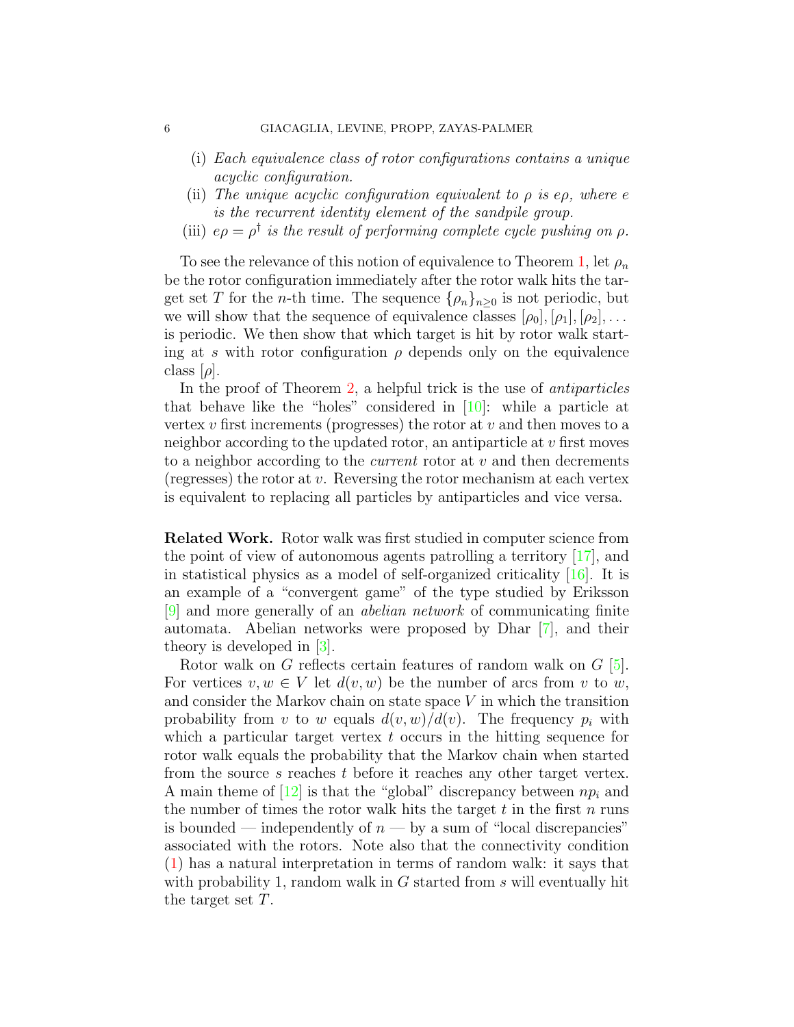(i) *Each equivalence class of rotor configurations contains a unique acyclic configuration.*

(ii) *The unique acyclic configuration equivalent to $\rho$ is $e\rho$, where $e$ is the recurrent identity element of the sandpile group.*

(iii) *$e\rho = \rho^\dagger$ is the result of performing complete cycle pushing on $\rho$.*

To see the relevance of this notion of equivalence to Theorem 1, let $\rho_n$ be the rotor configuration immediately after the rotor walk hits the target set $T$ for the $n$-th time. The sequence $\{\rho_n\}_{n\geq 0}$ is not periodic, but we will show that the sequence of equivalence classes $[\rho_0], [\rho_1], [\rho_2], \ldots$ is periodic. We then show that which target is hit by rotor walk starting at $s$ with rotor configuration $\rho$ depends only on the equivalence class $[\rho]$.

In the proof of Theorem 2, a helpful trick is the use of *antiparticles* that behave like the "holes" considered in [10]: while a particle at vertex $v$ first increments (progresses) the rotor at $v$ and then moves to a neighbor according to the updated rotor, an antiparticle at $v$ first moves to a neighbor according to the *current* rotor at $v$ and then decrements (regresses) the rotor at $v$. Reversing the rotor mechanism at each vertex is equivalent to replacing all particles by antiparticles and vice versa.

**Related Work.** Rotor walk was first studied in computer science from the point of view of autonomous agents patrolling a territory [17], and in statistical physics as a model of self-organized criticality [16]. It is an example of a "convergent game" of the type studied by Eriksson [9] and more generally of an *abelian network* of communicating finite automata. Abelian networks were proposed by Dhar [7], and their theory is developed in [3].

Rotor walk on $G$ reflects certain features of random walk on $G$ [5]. For vertices $v, w \in V$ let $d(v, w)$ be the number of arcs from $v$ to $w$, and consider the Markov chain on state space $V$ in which the transition probability from $v$ to $w$ equals $d(v, w)/d(v)$. The frequency $p_i$ with which a particular target vertex $t$ occurs in the hitting sequence for rotor walk equals the probability that the Markov chain when started from the source $s$ reaches $t$ before it reaches any other target vertex. A main theme of [12] is that the "global" discrepancy between $np_i$ and the number of times the rotor walk hits the target $t$ in the first $n$ runs is bounded — independently of $n$ — by a sum of "local discrepancies" associated with the rotors. Note also that the connectivity condition (1) has a natural interpretation in terms of random walk: it says that with probability 1, random walk in $G$ started from $s$ will eventually hit the target set $T$.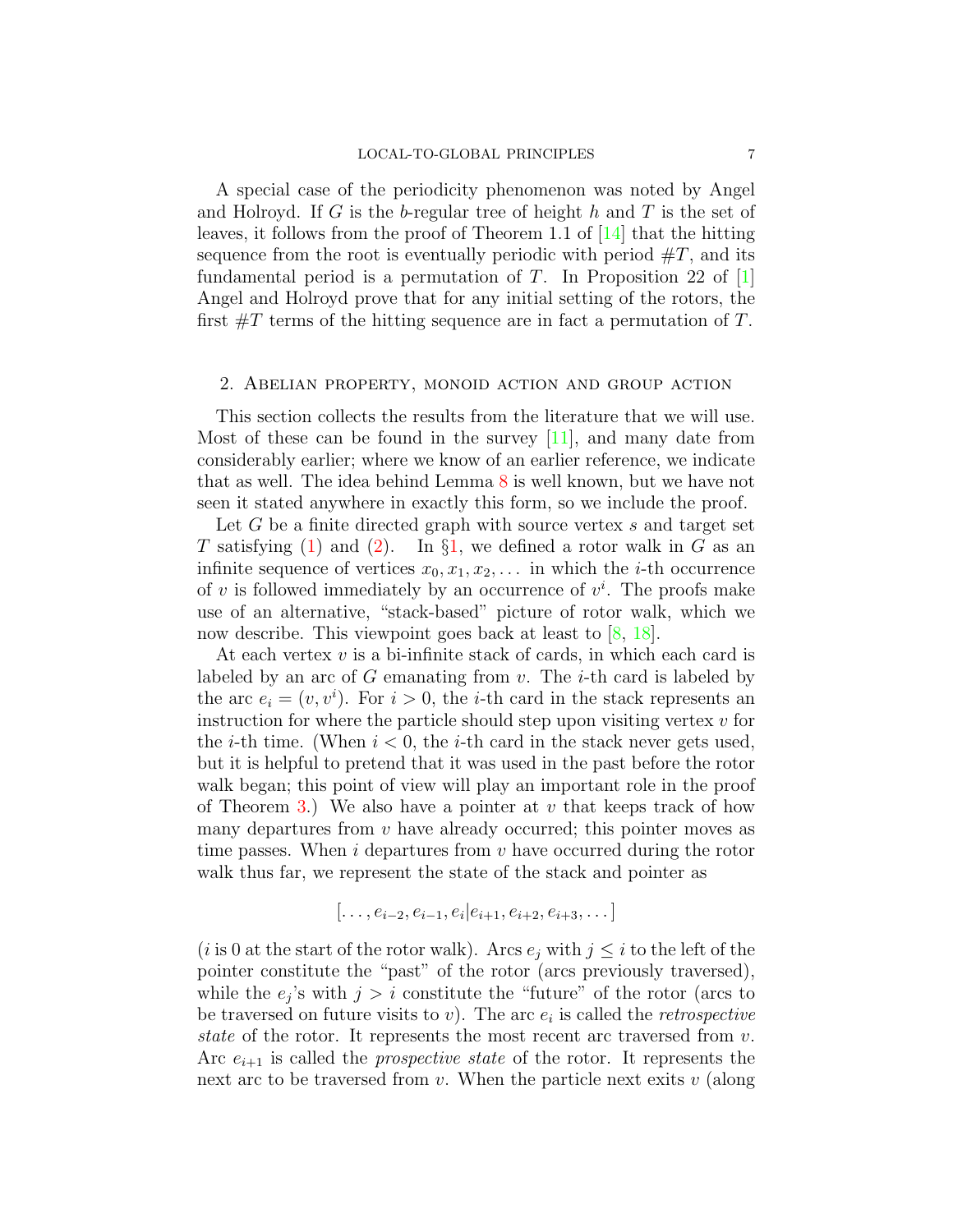A special case of the periodicity phenomenon was noted by Angel and Holroyd. If $G$ is the $b$-regular tree of height $h$ and $T$ is the set of leaves, it follows from the proof of Theorem 1.1 of [14] that the hitting sequence from the root is eventually periodic with period $\#T$, and its fundamental period is a permutation of $T$. In Proposition 22 of [1] Angel and Holroyd prove that for any initial setting of the rotors, the first $\#T$ terms of the hitting sequence are in fact a permutation of $T$.

## 2. Abelian property, monoid action and group action

This section collects the results from the literature that we will use. Most of these can be found in the survey [11], and many date from considerably earlier; where we know of an earlier reference, we indicate that as well. The idea behind Lemma 8 is well known, but we have not seen it stated anywhere in exactly this form, so we include the proof.

Let $G$ be a finite directed graph with source vertex $s$ and target set $T$ satisfying (1) and (2). In §1, we defined a rotor walk in $G$ as an infinite sequence of vertices $x_0, x_1, x_2, \dots$ in which the $i$-th occurrence of $v$ is followed immediately by an occurrence of $v^i$. The proofs make use of an alternative, "stack-based" picture of rotor walk, which we now describe. This viewpoint goes back at least to [8, 18].

At each vertex $v$ is a bi-infinite stack of cards, in which each card is labeled by an arc of $G$ emanating from $v$. The $i$-th card is labeled by the arc $e_i = (v, v^i)$. For $i > 0$, the $i$-th card in the stack represents an instruction for where the particle should step upon visiting vertex $v$ for the $i$-th time. (When $i < 0$, the $i$-th card in the stack never gets used, but it is helpful to pretend that it was used in the past before the rotor walk began; this point of view will play an important role in the proof of Theorem 3.) We also have a pointer at $v$ that keeps track of how many departures from $v$ have already occurred; this pointer moves as time passes. When $i$ departures from $v$ have occurred during the rotor walk thus far, we represent the state of the stack and pointer as

$$[\dots, e_{i-2}, e_{i-1}, e_i | e_{i+1}, e_{i+2}, e_{i+3}, \dots]$$

($i$ is 0 at the start of the rotor walk). Arcs $e_j$ with $j \le i$ to the left of the pointer constitute the "past" of the rotor (arcs previously traversed), while the $e_j$'s with $j > i$ constitute the "future" of the rotor (arcs to be traversed on future visits to $v$). The arc $e_i$ is called the *retrospective state* of the rotor. It represents the most recent arc traversed from $v$. Arc $e_{i+1}$ is called the *prospective state* of the rotor. It represents the next arc to be traversed from $v$. When the particle next exits $v$ (along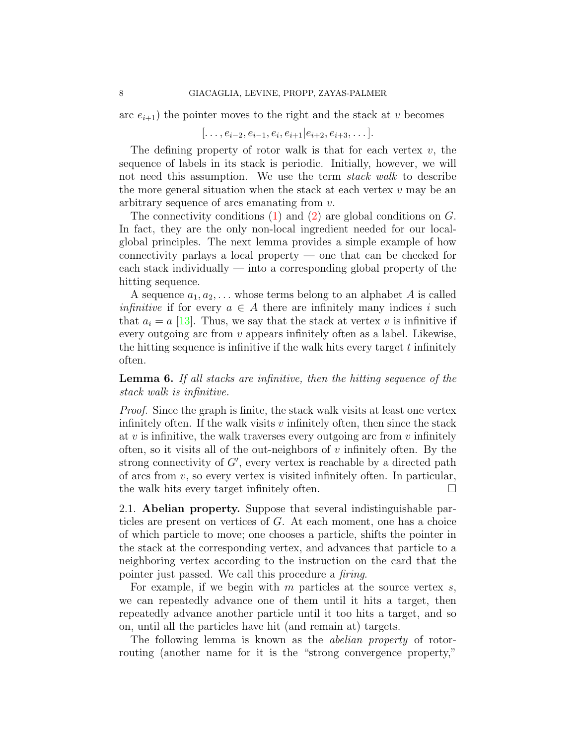arc $e_{i+1}$) the pointer moves to the right and the stack at $v$ becomes

$$[\dots, e_{i-2}, e_{i-1}, e_i, e_{i+1} | e_{i+2}, e_{i+3}, \dots].$$

The defining property of rotor walk is that for each vertex $v$, the sequence of labels in its stack is periodic. Initially, however, we will not need this assumption. We use the term *stack walk* to describe the more general situation when the stack at each vertex $v$ may be an arbitrary sequence of arcs emanating from $v$.

The connectivity conditions (1) and (2) are global conditions on $G$. In fact, they are the only non-local ingredient needed for our local-global principles. The next lemma provides a simple example of how connectivity parlays a local property — one that can be checked for each stack individually — into a corresponding global property of the hitting sequence.

A sequence $a_1, a_2, \dots$ whose terms belong to an alphabet $A$ is called *infinitive* if for every $a \in A$ there are infinitely many indices $i$ such that $a_i = a$ [13]. Thus, we say that the stack at vertex $v$ is infinitive if every outgoing arc from $v$ appears infinitely often as a label. Likewise, the hitting sequence is infinitive if the walk hits every target $t$ infinitely often.

**Lemma 6.** *If all stacks are infinitive, then the hitting sequence of the stack walk is infinitive.*

*Proof.* Since the graph is finite, the stack walk visits at least one vertex infinitely often. If the walk visits $v$ infinitely often, then since the stack at $v$ is infinitive, the walk traverses every outgoing arc from $v$ infinitely often, so it visits all of the out-neighbors of $v$ infinitely often. By the strong connectivity of $G'$, every vertex is reachable by a directed path of arcs from $v$, so every vertex is visited infinitely often. In particular, the walk hits every target infinitely often. □

2.1. **Abelian property.** Suppose that several indistinguishable particles are present on vertices of $G$. At each moment, one has a choice of which particle to move; one chooses a particle, shifts the pointer in the stack at the corresponding vertex, and advances that particle to a neighboring vertex according to the instruction on the card that the pointer just passed. We call this procedure a *firing*.

For example, if we begin with $m$ particles at the source vertex $s$, we can repeatedly advance one of them until it hits a target, then repeatedly advance another particle until it too hits a target, and so on, until all the particles have hit (and remain at) targets.

The following lemma is known as the *abelian property* of rotor-routing (another name for it is the "strong convergence property,"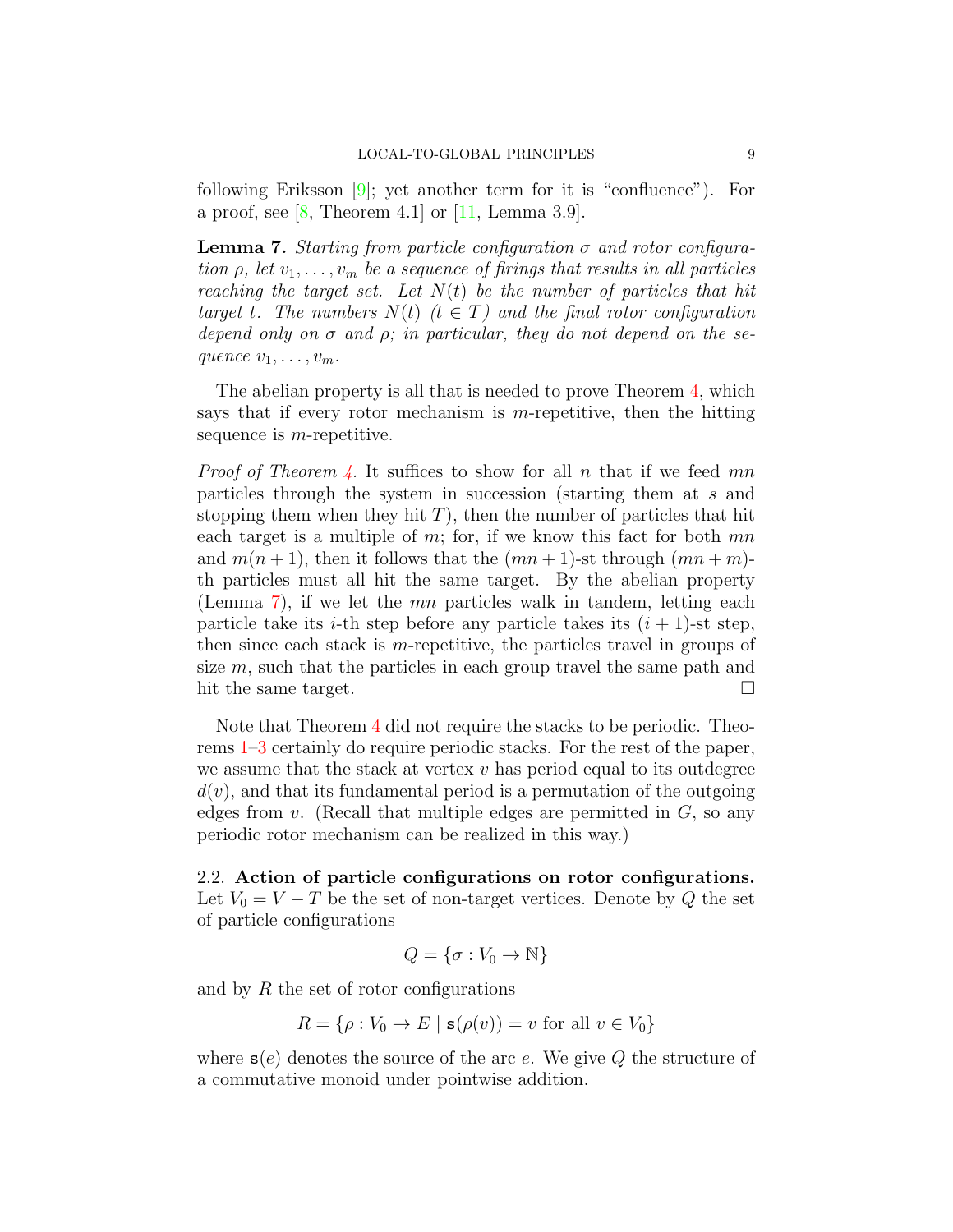following Eriksson [9]; yet another term for it is "confluence"). For a proof, see [8, Theorem 4.1] or [11, Lemma 3.9].

**Lemma 7.** *Starting from particle configuration $\sigma$ and rotor configuration $\rho$, let $v_1, \dots, v_m$ be a sequence of firings that results in all particles reaching the target set. Let $N(t)$ be the number of particles that hit target $t$. The numbers $N(t)$ $(t \in T)$ and the final rotor configuration depend only on $\sigma$ and $\rho$; in particular, they do not depend on the sequence $v_1, \dots, v_m$.*

The abelian property is all that is needed to prove Theorem 4, which says that if every rotor mechanism is $m$-repetitive, then the hitting sequence is $m$-repetitive.

*Proof of Theorem 4.* It suffices to show for all $n$ that if we feed $mn$ particles through the system in succession (starting them at $s$ and stopping them when they hit $T$), then the number of particles that hit each target is a multiple of $m$; for, if we know this fact for both $mn$ and $m(n+1)$, then it follows that the $(mn+1)$-st through $(mn+m)$-th particles must all hit the same target. By the abelian property (Lemma 7), if we let the $mn$ particles walk in tandem, letting each particle take its $i$-th step before any particle takes its $(i+1)$-st step, then since each stack is $m$-repetitive, the particles travel in groups of size $m$, such that the particles in each group travel the same path and hit the same target. $\square$

Note that Theorem 4 did not require the stacks to be periodic. Theorems 1–3 certainly do require periodic stacks. For the rest of the paper, we assume that the stack at vertex $v$ has period equal to its outdegree $d(v)$, and that its fundamental period is a permutation of the outgoing edges from $v$. (Recall that multiple edges are permitted in $G$, so any periodic rotor mechanism can be realized in this way.)

2.2. **Action of particle configurations on rotor configurations.** Let $V_0 = V - T$ be the set of non-target vertices. Denote by $Q$ the set of particle configurations

$$Q = \{\sigma : V_0 \to \mathbb{N}\}$$

and by $R$ the set of rotor configurations

$$R = \{\rho : V_0 \to E \mid \mathtt{s}(\rho(v)) = v \text{ for all } v \in V_0\}$$

where $\mathtt{s}(e)$ denotes the source of the arc $e$. We give $Q$ the structure of a commutative monoid under pointwise addition.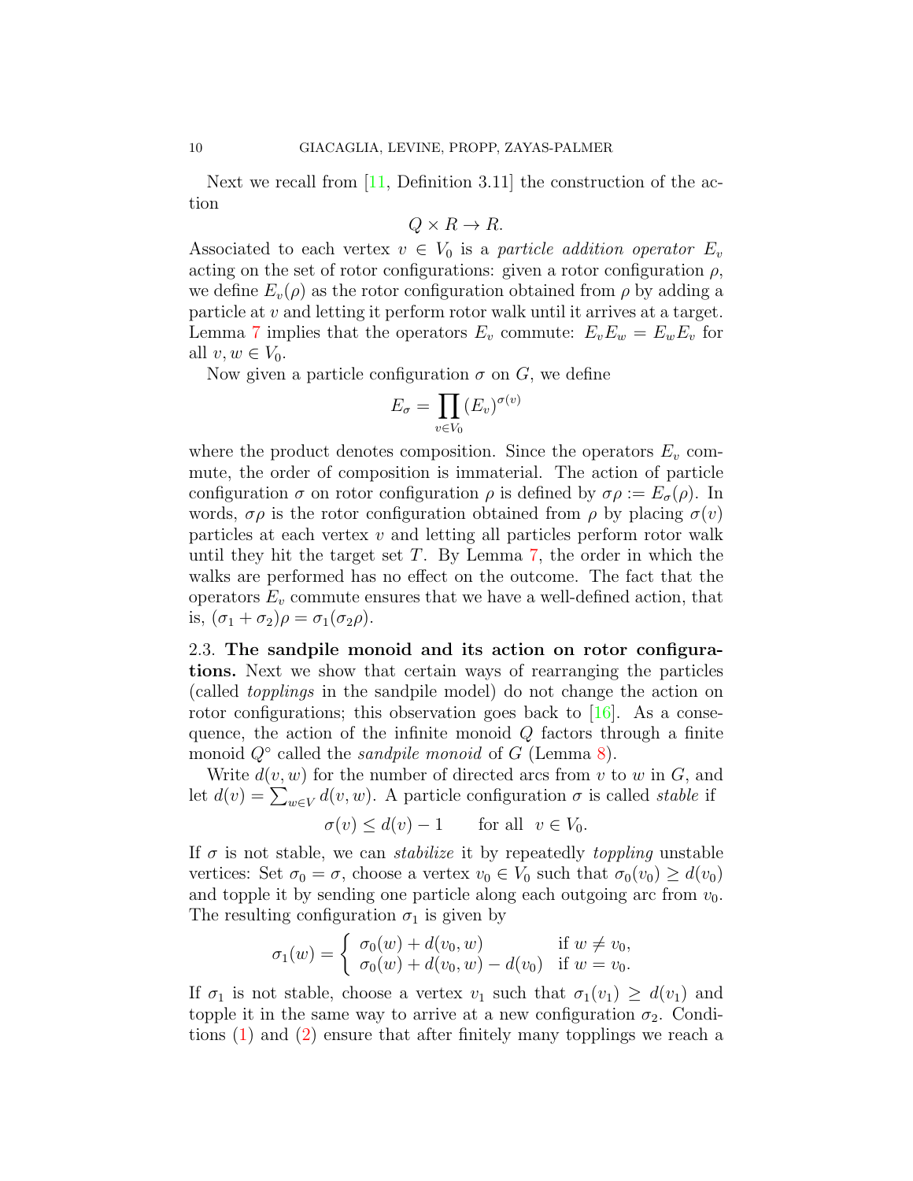Next we recall from [11, Definition 3.11] the construction of the action

$$Q \times R \to R.$$

Associated to each vertex $v \in V_0$ is a *particle addition operator* $E_v$ acting on the set of rotor configurations: given a rotor configuration $\rho$, we define $E_v(\rho)$ as the rotor configuration obtained from $\rho$ by adding a particle at $v$ and letting it perform rotor walk until it arrives at a target. Lemma 7 implies that the operators $E_v$ commute: $E_v E_w = E_w E_v$ for all $v, w \in V_0$.

Now given a particle configuration $\sigma$ on $G$, we define

$$E_\sigma = \prod_{v \in V_0} (E_v)^{\sigma(v)}$$

where the product denotes composition. Since the operators $E_v$ commute, the order of composition is immaterial. The action of particle configuration $\sigma$ on rotor configuration $\rho$ is defined by $\sigma\rho := E_\sigma(\rho)$. In words, $\sigma\rho$ is the rotor configuration obtained from $\rho$ by placing $\sigma(v)$ particles at each vertex $v$ and letting all particles perform rotor walk until they hit the target set $T$. By Lemma 7, the order in which the walks are performed has no effect on the outcome. The fact that the operators $E_v$ commute ensures that we have a well-defined action, that is, $(\sigma_1 + \sigma_2)\rho = \sigma_1(\sigma_2\rho)$.

2.3. **The sandpile monoid and its action on rotor configurations.** Next we show that certain ways of rearranging the particles (called *topplings* in the sandpile model) do not change the action on rotor configurations; this observation goes back to [16]. As a consequence, the action of the infinite monoid $Q$ factors through a finite monoid $Q^\circ$ called the *sandpile monoid* of $G$ (Lemma 8).

Write $d(v, w)$ for the number of directed arcs from $v$ to $w$ in $G$, and let $d(v) = \sum_{w \in V} d(v, w)$. A particle configuration $\sigma$ is called *stable* if

$$\sigma(v) \le d(v) - 1 \qquad \text{for all } \; v \in V_0.$$

If $\sigma$ is not stable, we can *stabilize* it by repeatedly *toppling* unstable vertices: Set $\sigma_0 = \sigma$, choose a vertex $v_0 \in V_0$ such that $\sigma_0(v_0) \ge d(v_0)$ and topple it by sending one particle along each outgoing arc from $v_0$. The resulting configuration $\sigma_1$ is given by

$$\sigma_1(w) = \begin{cases} \sigma_0(w) + d(v_0, w) & \text{if } w \ne v_0, \\ \sigma_0(w) + d(v_0, w) - d(v_0) & \text{if } w = v_0. \end{cases}$$

If $\sigma_1$ is not stable, choose a vertex $v_1$ such that $\sigma_1(v_1) \ge d(v_1)$ and topple it in the same way to arrive at a new configuration $\sigma_2$. Conditions (1) and (2) ensure that after finitely many topplings we reach a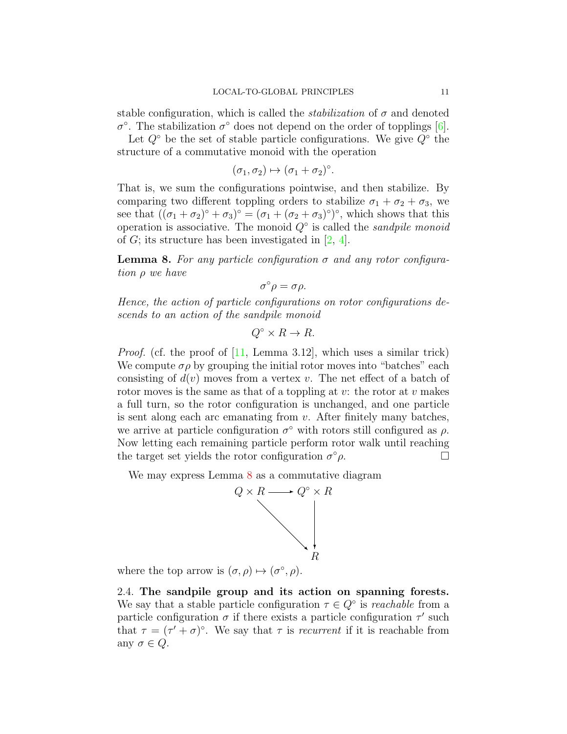stable configuration, which is called the *stabilization* of $\sigma$ and denoted $\sigma^\circ$. The stabilization $\sigma^\circ$ does not depend on the order of topplings [6].

Let $Q^\circ$ be the set of stable particle configurations. We give $Q^\circ$ the structure of a commutative monoid with the operation

$$(\sigma_1, \sigma_2) \mapsto (\sigma_1 + \sigma_2)^\circ.$$

That is, we sum the configurations pointwise, and then stabilize. By comparing two different toppling orders to stabilize $\sigma_1 + \sigma_2 + \sigma_3$, we see that $((\sigma_1 + \sigma_2)^\circ + \sigma_3)^\circ = (\sigma_1 + (\sigma_2 + \sigma_3)^\circ)^\circ$, which shows that this operation is associative. The monoid $Q^\circ$ is called the *sandpile monoid* of $G$; its structure has been investigated in [2, 4].

**Lemma 8.** *For any particle configuration $\sigma$ and any rotor configuration $\rho$ we have*

$$\sigma^\circ \rho = \sigma \rho.$$

*Hence, the action of particle configurations on rotor configurations descends to an action of the sandpile monoid*

$$Q^\circ \times R \to R.$$

*Proof.* (cf. the proof of [11, Lemma 3.12], which uses a similar trick) We compute $\sigma\rho$ by grouping the initial rotor moves into "batches" each consisting of $d(v)$ moves from a vertex $v$. The net effect of a batch of rotor moves is the same as that of a toppling at $v$: the rotor at $v$ makes a full turn, so the rotor configuration is unchanged, and one particle is sent along each arc emanating from $v$. After finitely many batches, we arrive at particle configuration $\sigma^\circ$ with rotors still configured as $\rho$. Now letting each remaining particle perform rotor walk until reaching the target set yields the rotor configuration $\sigma^\circ \rho$. □

We may express Lemma 8 as a commutative diagram

$$\begin{array}{ccc} Q \times R & \longrightarrow & Q^\circ \times R \\ & \searrow & \downarrow \\ & & R \end{array}$$

where the top arrow is $(\sigma, \rho) \mapsto (\sigma^\circ, \rho)$.

## 2.4. The sandpile group and its action on spanning forests.

We say that a stable particle configuration $\tau \in Q^\circ$ is *reachable* from a particle configuration $\sigma$ if there exists a particle configuration $\tau'$ such that $\tau = (\tau' + \sigma)^\circ$. We say that $\tau$ is *recurrent* if it is reachable from any $\sigma \in Q$.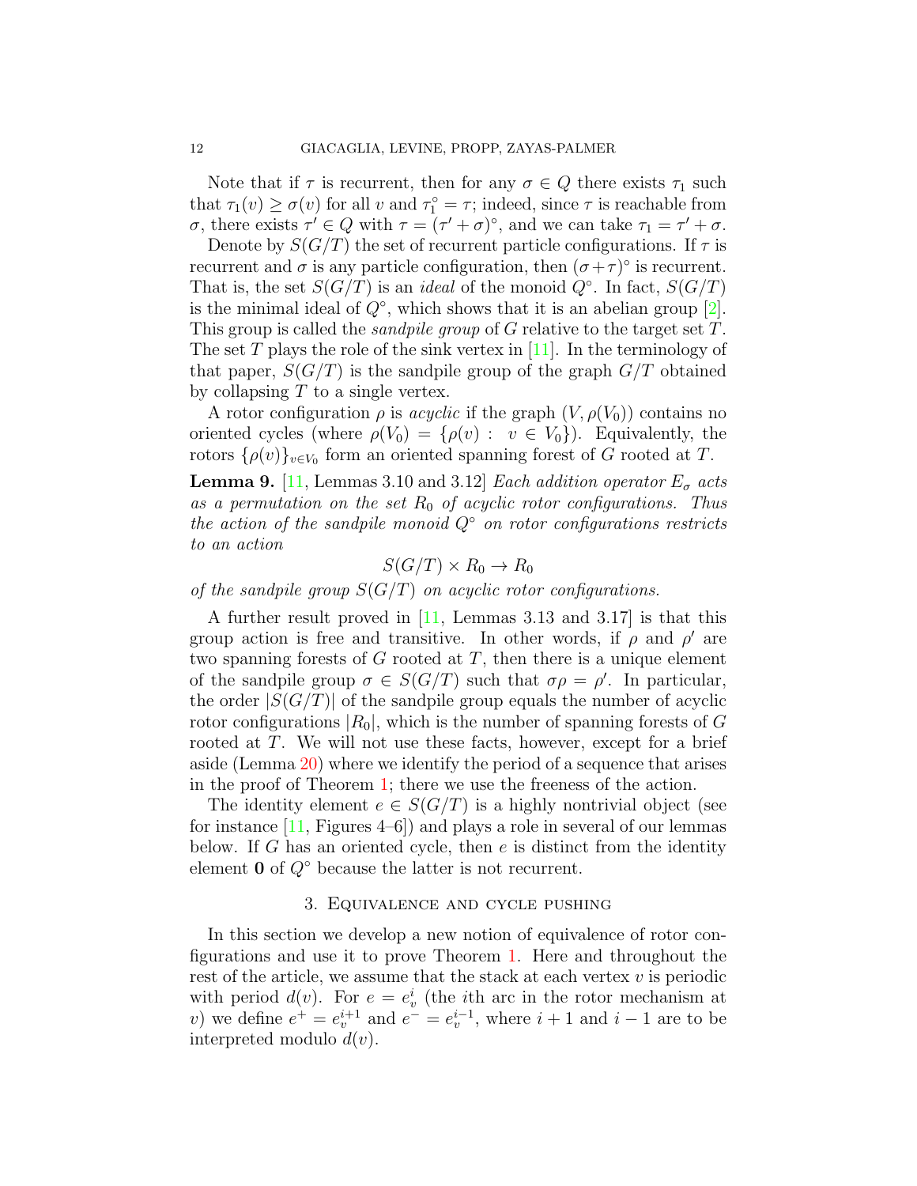Note that if $\tau$ is recurrent, then for any $\sigma \in Q$ there exists $\tau_1$ such that $\tau_1(v) \geq \sigma(v)$ for all $v$ and $\tau_1^\circ = \tau$; indeed, since $\tau$ is reachable from $\sigma$, there exists $\tau' \in Q$ with $\tau = (\tau' + \sigma)^\circ$, and we can take $\tau_1 = \tau' + \sigma$.

Denote by $S(G/T)$ the set of recurrent particle configurations. If $\tau$ is recurrent and $\sigma$ is any particle configuration, then $(\sigma + \tau)^\circ$ is recurrent. That is, the set $S(G/T)$ is an *ideal* of the monoid $Q^\circ$. In fact, $S(G/T)$ is the minimal ideal of $Q^\circ$, which shows that it is an abelian group [2]. This group is called the *sandpile group* of $G$ relative to the target set $T$. The set $T$ plays the role of the sink vertex in [11]. In the terminology of that paper, $S(G/T)$ is the sandpile group of the graph $G/T$ obtained by collapsing $T$ to a single vertex.

A rotor configuration $\rho$ is *acyclic* if the graph $(V, \rho(V_0))$ contains no oriented cycles (where $\rho(V_0) = \{\rho(v) : \; v \in V_0\}$). Equivalently, the rotors $\{\rho(v)\}_{v \in V_0}$ form an oriented spanning forest of $G$ rooted at $T$.

**Lemma 9.** [11, Lemmas 3.10 and 3.12] *Each addition operator $E_\sigma$ acts as a permutation on the set $R_0$ of acyclic rotor configurations. Thus the action of the sandpile monoid $Q^\circ$ on rotor configurations restricts to an action*

$$S(G/T) \times R_0 \to R_0$$

*of the sandpile group $S(G/T)$ on acyclic rotor configurations.*

A further result proved in [11, Lemmas 3.13 and 3.17] is that this group action is free and transitive. In other words, if $\rho$ and $\rho'$ are two spanning forests of $G$ rooted at $T$, then there is a unique element of the sandpile group $\sigma \in S(G/T)$ such that $\sigma\rho = \rho'$. In particular, the order $|S(G/T)|$ of the sandpile group equals the number of acyclic rotor configurations $|R_0|$, which is the number of spanning forests of $G$ rooted at $T$. We will not use these facts, however, except for a brief aside (Lemma 20) where we identify the period of a sequence that arises in the proof of Theorem 1; there we use the freeness of the action.

The identity element $e \in S(G/T)$ is a highly nontrivial object (see for instance [11, Figures 4–6]) and plays a role in several of our lemmas below. If $G$ has an oriented cycle, then $e$ is distinct from the identity element $\mathbf{0}$ of $Q^\circ$ because the latter is not recurrent.

## 3. Equivalence and cycle pushing

In this section we develop a new notion of equivalence of rotor configurations and use it to prove Theorem 1. Here and throughout the rest of the article, we assume that the stack at each vertex $v$ is periodic with period $d(v)$. For $e = e_v^i$ (the $i$th arc in the rotor mechanism at $v$) we define $e^+ = e_v^{i+1}$ and $e^- = e_v^{i-1}$, where $i+1$ and $i-1$ are to be interpreted modulo $d(v)$.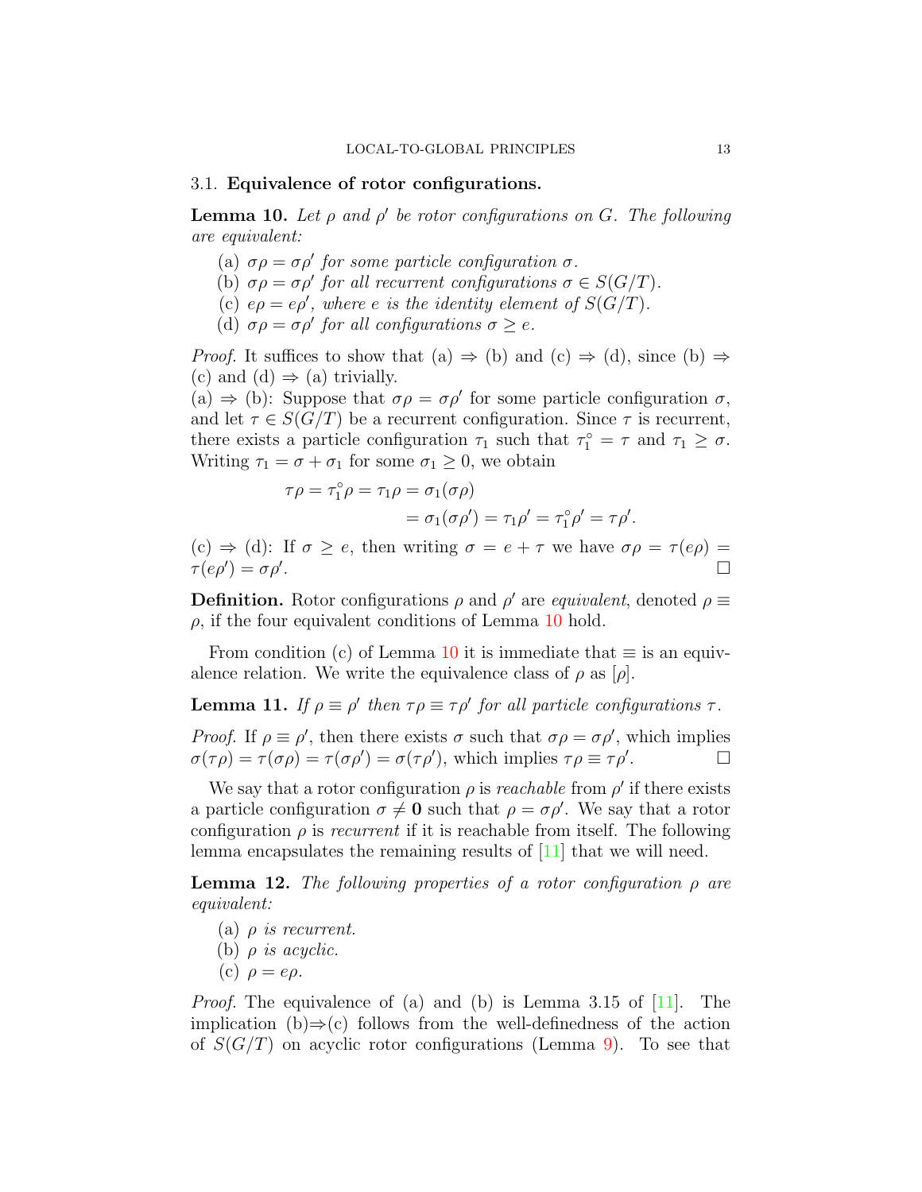### 3.1. Equivalence of rotor configurations.

**Lemma 10.** *Let $\rho$ and $\rho'$ be rotor configurations on $G$. The following are equivalent:*

- (a) *$\sigma\rho = \sigma\rho'$ for some particle configuration $\sigma$.*
- (b) *$\sigma\rho = \sigma\rho'$ for all recurrent configurations $\sigma \in S(G/T)$.*
- (c) *$e\rho = e\rho'$, where $e$ is the identity element of $S(G/T)$.*
- (d) *$\sigma\rho = \sigma\rho'$ for all configurations $\sigma \geq e$.*

*Proof.* It suffices to show that (a) $\Rightarrow$ (b) and (c) $\Rightarrow$ (d), since (b) $\Rightarrow$ (c) and (d) $\Rightarrow$ (a) trivially.
(a) $\Rightarrow$ (b): Suppose that $\sigma\rho = \sigma\rho'$ for some particle configuration $\sigma$, and let $\tau \in S(G/T)$ be a recurrent configuration. Since $\tau$ is recurrent, there exists a particle configuration $\tau_1$ such that $\tau_1^\circ = \tau$ and $\tau_1 \geq \sigma$. Writing $\tau_1 = \sigma + \sigma_1$ for some $\sigma_1 \geq 0$, we obtain

$$\begin{aligned}\tau\rho = \tau_1^\circ\rho = \tau_1\rho = \sigma_1(\sigma\rho) \\ = \sigma_1(\sigma\rho') = \tau_1\rho' = \tau_1^\circ\rho' = \tau\rho'.\end{aligned}$$

(c) $\Rightarrow$ (d): If $\sigma \geq e$, then writing $\sigma = e + \tau$ we have $\sigma\rho = \tau(e\rho) = \tau(e\rho') = \sigma\rho'$. $\square$

**Definition.** Rotor configurations $\rho$ and $\rho'$ are *equivalent*, denoted $\rho \equiv \rho$, if the four equivalent conditions of Lemma 10 hold.

From condition (c) of Lemma 10 it is immediate that $\equiv$ is an equivalence relation. We write the equivalence class of $\rho$ as $[\rho]$.

**Lemma 11.** *If $\rho \equiv \rho'$ then $\tau\rho \equiv \tau\rho'$ for all particle configurations $\tau$.*

*Proof.* If $\rho \equiv \rho'$, then there exists $\sigma$ such that $\sigma\rho = \sigma\rho'$, which implies $\sigma(\tau\rho) = \tau(\sigma\rho) = \tau(\sigma\rho') = \sigma(\tau\rho')$, which implies $\tau\rho \equiv \tau\rho'$. $\square$

We say that a rotor configuration $\rho$ is *reachable* from $\rho'$ if there exists a particle configuration $\sigma \neq \mathbf{0}$ such that $\rho = \sigma\rho'$. We say that a rotor configuration $\rho$ is *recurrent* if it is reachable from itself. The following lemma encapsulates the remaining results of [11] that we will need.

**Lemma 12.** *The following properties of a rotor configuration $\rho$ are equivalent:*

- (a) *$\rho$ is recurrent.*
- (b) *$\rho$ is acyclic.*
- (c) *$\rho = e\rho$.*

*Proof.* The equivalence of (a) and (b) is Lemma 3.15 of [11]. The implication (b)$\Rightarrow$(c) follows from the well-definedness of the action of $S(G/T)$ on acyclic rotor configurations (Lemma 9). To see that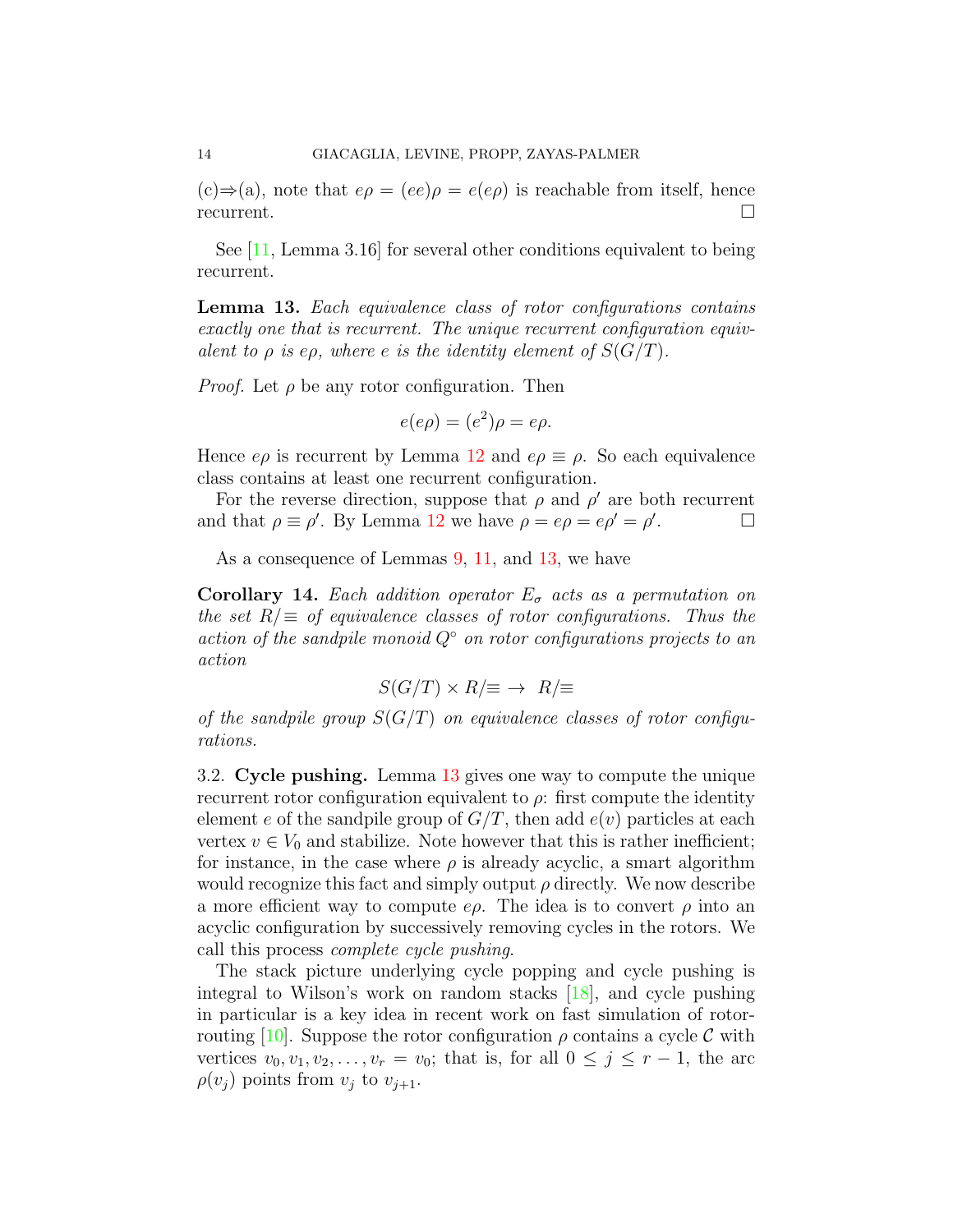(c)⇒(a), note that $e\rho = (ee)\rho = e(e\rho)$ is reachable from itself, hence recurrent. □

See [11, Lemma 3.16] for several other conditions equivalent to being recurrent.

**Lemma 13.** *Each equivalence class of rotor configurations contains exactly one that is recurrent. The unique recurrent configuration equivalent to $\rho$ is $e\rho$, where $e$ is the identity element of $S(G/T)$.*

*Proof.* Let $\rho$ be any rotor configuration. Then

$$e(e\rho) = (e^2)\rho = e\rho.$$

Hence $e\rho$ is recurrent by Lemma 12 and $e\rho \equiv \rho$. So each equivalence class contains at least one recurrent configuration.

For the reverse direction, suppose that $\rho$ and $\rho'$ are both recurrent and that $\rho \equiv \rho'$. By Lemma 12 we have $\rho = e\rho = e\rho' = \rho'$. □

As a consequence of Lemmas 9, 11, and 13, we have

**Corollary 14.** *Each addition operator $E_\sigma$ acts as a permutation on the set $R/\equiv$ of equivalence classes of rotor configurations. Thus the action of the sandpile monoid $Q^\circ$ on rotor configurations projects to an action*

$$S(G/T) \times R/\equiv \; \to \; R/\equiv$$

*of the sandpile group $S(G/T)$ on equivalence classes of rotor configurations.*

3.2. **Cycle pushing.** Lemma 13 gives one way to compute the unique recurrent rotor configuration equivalent to $\rho$: first compute the identity element $e$ of the sandpile group of $G/T$, then add $e(v)$ particles at each vertex $v \in V_0$ and stabilize. Note however that this is rather inefficient; for instance, in the case where $\rho$ is already acyclic, a smart algorithm would recognize this fact and simply output $\rho$ directly. We now describe a more efficient way to compute $e\rho$. The idea is to convert $\rho$ into an acyclic configuration by successively removing cycles in the rotors. We call this process *complete cycle pushing*.

The stack picture underlying cycle popping and cycle pushing is integral to Wilson's work on random stacks [18], and cycle pushing in particular is a key idea in recent work on fast simulation of rotor-routing [10]. Suppose the rotor configuration $\rho$ contains a cycle $\mathcal{C}$ with vertices $v_0, v_1, v_2, \ldots, v_r = v_0$; that is, for all $0 \le j \le r-1$, the arc $\rho(v_j)$ points from $v_j$ to $v_{j+1}$.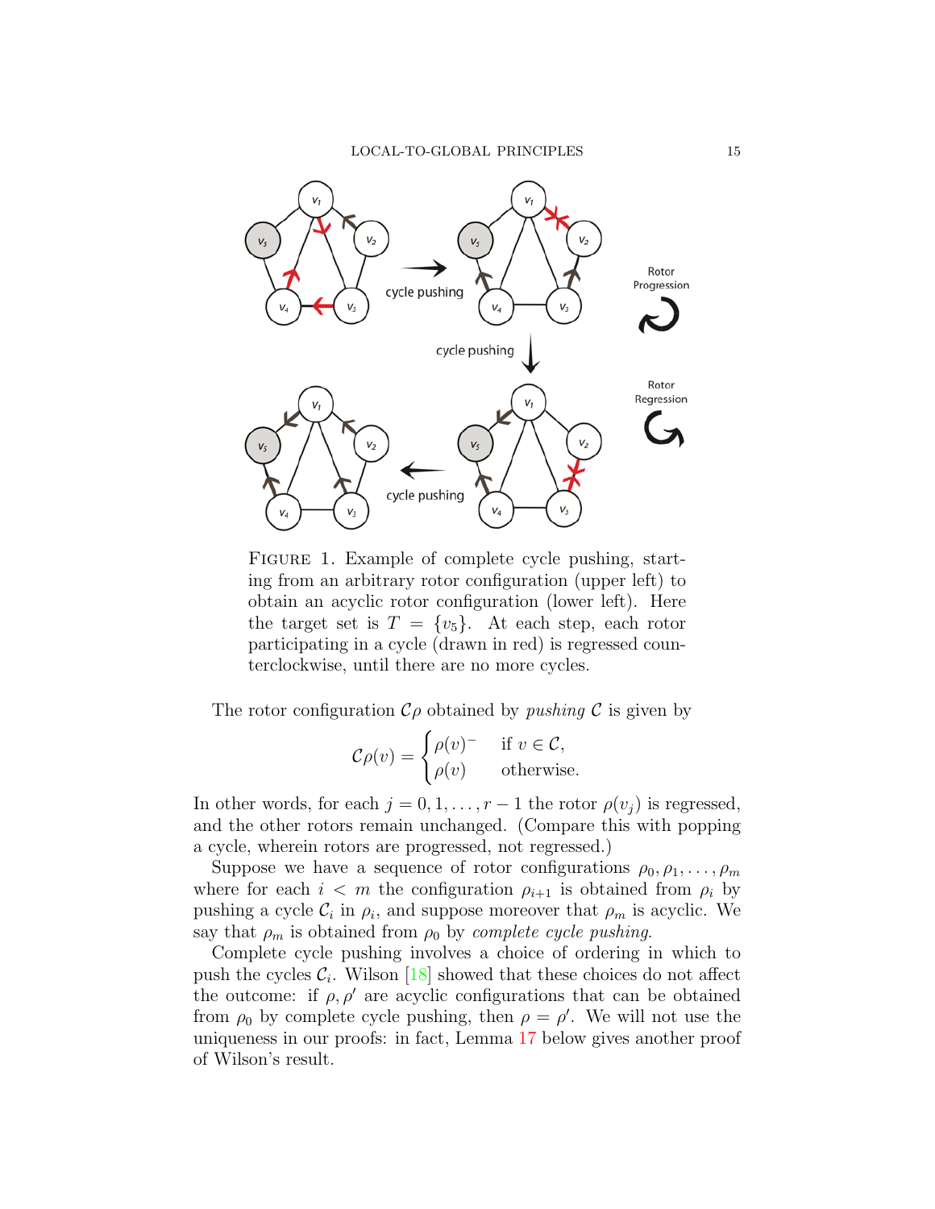FIGURE 1. Example of complete cycle pushing, starting from an arbitrary rotor configuration (upper left) to obtain an acyclic rotor configuration (lower left). Here the target set is $T = \{v_5\}$. At each step, each rotor participating in a cycle (drawn in red) is regressed counterclockwise, until there are no more cycles.

The rotor configuration $\mathcal{C}\rho$ obtained by *pushing* $\mathcal{C}$ is given by

$$\mathcal{C}\rho(v) = \begin{cases} \rho(v)^- & \text{if } v \in \mathcal{C}, \\ \rho(v) & \text{otherwise.} \end{cases}$$

In other words, for each $j = 0, 1, \ldots, r-1$ the rotor $\rho(v_j)$ is regressed, and the other rotors remain unchanged. (Compare this with popping a cycle, wherein rotors are progressed, not regressed.)

Suppose we have a sequence of rotor configurations $\rho_0, \rho_1, \ldots, \rho_m$ where for each $i < m$ the configuration $\rho_{i+1}$ is obtained from $\rho_i$ by pushing a cycle $\mathcal{C}_i$ in $\rho_i$, and suppose moreover that $\rho_m$ is acyclic. We say that $\rho_m$ is obtained from $\rho_0$ by *complete cycle pushing*.

Complete cycle pushing involves a choice of ordering in which to push the cycles $\mathcal{C}_i$. Wilson [18] showed that these choices do not affect the outcome: if $\rho, \rho'$ are acyclic configurations that can be obtained from $\rho_0$ by complete cycle pushing, then $\rho = \rho'$. We will not use the uniqueness in our proofs: in fact, Lemma 17 below gives another proof of Wilson's result.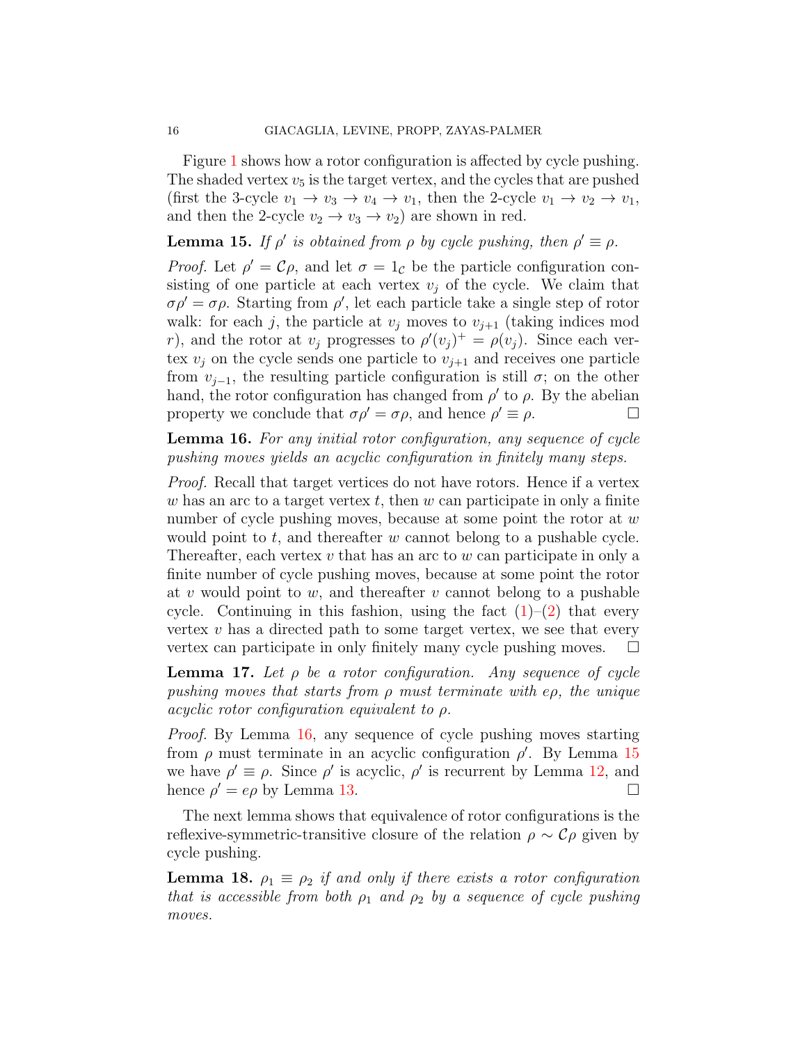Figure 1 shows how a rotor configuration is affected by cycle pushing. The shaded vertex $v_5$ is the target vertex, and the cycles that are pushed (first the 3-cycle $v_1 \to v_3 \to v_4 \to v_1$, then the 2-cycle $v_1 \to v_2 \to v_1$, and then the 2-cycle $v_2 \to v_3 \to v_2$) are shown in red.

**Lemma 15.** *If $\rho'$ is obtained from $\rho$ by cycle pushing, then $\rho' \equiv \rho$.*

*Proof.* Let $\rho' = \mathcal{C}\rho$, and let $\sigma = 1_{\mathcal{C}}$ be the particle configuration consisting of one particle at each vertex $v_j$ of the cycle. We claim that $\sigma\rho' = \sigma\rho$. Starting from $\rho'$, let each particle take a single step of rotor walk: for each $j$, the particle at $v_j$ moves to $v_{j+1}$ (taking indices mod $r$), and the rotor at $v_j$ progresses to $\rho'(v_j)^+ = \rho(v_j)$. Since each vertex $v_j$ on the cycle sends one particle to $v_{j+1}$ and receives one particle from $v_{j-1}$, the resulting particle configuration is still $\sigma$; on the other hand, the rotor configuration has changed from $\rho'$ to $\rho$. By the abelian property we conclude that $\sigma\rho' = \sigma\rho$, and hence $\rho' \equiv \rho$. $\square$

**Lemma 16.** *For any initial rotor configuration, any sequence of cycle pushing moves yields an acyclic configuration in finitely many steps.*

*Proof.* Recall that target vertices do not have rotors. Hence if a vertex $w$ has an arc to a target vertex $t$, then $w$ can participate in only a finite number of cycle pushing moves, because at some point the rotor at $w$ would point to $t$, and thereafter $w$ cannot belong to a pushable cycle. Thereafter, each vertex $v$ that has an arc to $w$ can participate in only a finite number of cycle pushing moves, because at some point the rotor at $v$ would point to $w$, and thereafter $v$ cannot belong to a pushable cycle. Continuing in this fashion, using the fact (1)–(2) that every vertex $v$ has a directed path to some target vertex, we see that every vertex can participate in only finitely many cycle pushing moves. $\square$

**Lemma 17.** *Let $\rho$ be a rotor configuration. Any sequence of cycle pushing moves that starts from $\rho$ must terminate with $e\rho$, the unique acyclic rotor configuration equivalent to $\rho$.*

*Proof.* By Lemma 16, any sequence of cycle pushing moves starting from $\rho$ must terminate in an acyclic configuration $\rho'$. By Lemma 15 we have $\rho' \equiv \rho$. Since $\rho'$ is acyclic, $\rho'$ is recurrent by Lemma 12, and hence $\rho' = e\rho$ by Lemma 13. $\square$

The next lemma shows that equivalence of rotor configurations is the reflexive-symmetric-transitive closure of the relation $\rho \sim \mathcal{C}\rho$ given by cycle pushing.

**Lemma 18.** *$\rho_1 \equiv \rho_2$ if and only if there exists a rotor configuration that is accessible from both $\rho_1$ and $\rho_2$ by a sequence of cycle pushing moves.*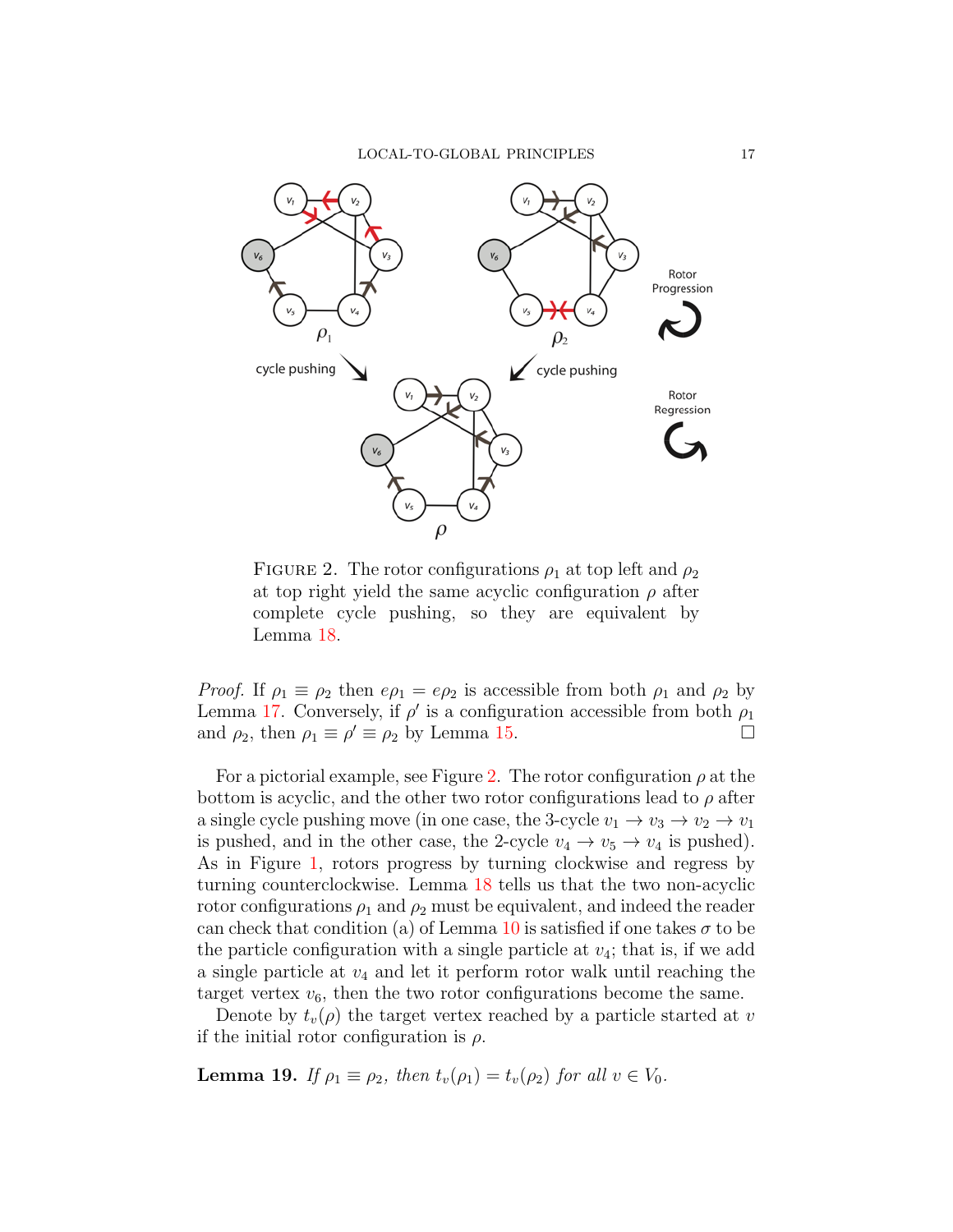FIGURE 2. The rotor configurations $\rho_1$ at top left and $\rho_2$ at top right yield the same acyclic configuration $\rho$ after complete cycle pushing, so they are equivalent by Lemma 18.

*Proof.* If $\rho_1 \equiv \rho_2$ then $e\rho_1 = e\rho_2$ is accessible from both $\rho_1$ and $\rho_2$ by Lemma 17. Conversely, if $\rho'$ is a configuration accessible from both $\rho_1$ and $\rho_2$, then $\rho_1 \equiv \rho' \equiv \rho_2$ by Lemma 15. $\square$

For a pictorial example, see Figure 2. The rotor configuration $\rho$ at the bottom is acyclic, and the other two rotor configurations lead to $\rho$ after a single cycle pushing move (in one case, the 3-cycle $v_1 \to v_3 \to v_2 \to v_1$ is pushed, and in the other case, the 2-cycle $v_4 \to v_5 \to v_4$ is pushed). As in Figure 1, rotors progress by turning clockwise and regress by turning counterclockwise. Lemma 18 tells us that the two non-acyclic rotor configurations $\rho_1$ and $\rho_2$ must be equivalent, and indeed the reader can check that condition (a) of Lemma 10 is satisfied if one takes $\sigma$ to be the particle configuration with a single particle at $v_4$; that is, if we add a single particle at $v_4$ and let it perform rotor walk until reaching the target vertex $v_6$, then the two rotor configurations become the same.

Denote by $t_v(\rho)$ the target vertex reached by a particle started at $v$ if the initial rotor configuration is $\rho$.

**Lemma 19.** *If $\rho_1 \equiv \rho_2$, then $t_v(\rho_1) = t_v(\rho_2)$ for all $v \in V_0$.*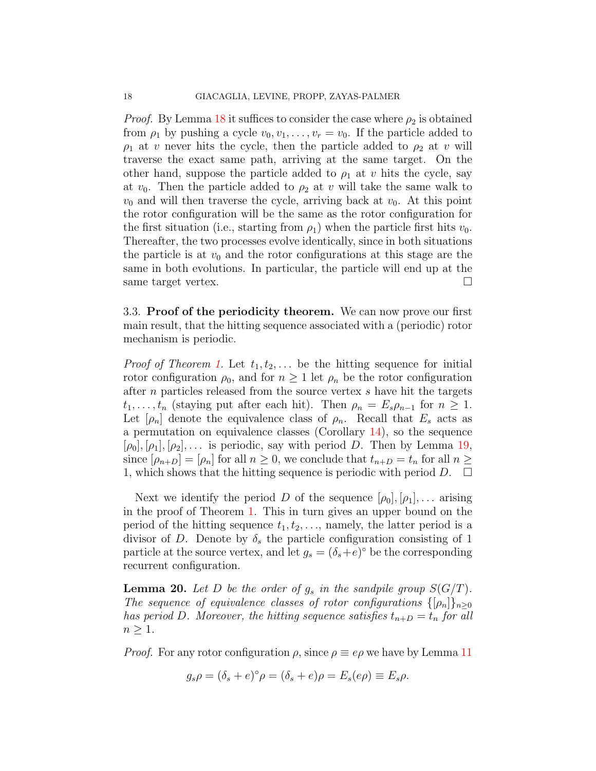*Proof.* By Lemma 18 it suffices to consider the case where $\rho_2$ is obtained from $\rho_1$ by pushing a cycle $v_0, v_1, \ldots, v_r = v_0$. If the particle added to $\rho_1$ at $v$ never hits the cycle, then the particle added to $\rho_2$ at $v$ will traverse the exact same path, arriving at the same target. On the other hand, suppose the particle added to $\rho_1$ at $v$ hits the cycle, say at $v_0$. Then the particle added to $\rho_2$ at $v$ will take the same walk to $v_0$ and will then traverse the cycle, arriving back at $v_0$. At this point the rotor configuration will be the same as the rotor configuration for the first situation (i.e., starting from $\rho_1$) when the particle first hits $v_0$. Thereafter, the two processes evolve identically, since in both situations the particle is at $v_0$ and the rotor configurations at this stage are the same in both evolutions. In particular, the particle will end up at the same target vertex. □

### 3.3. Proof of the periodicity theorem.

We can now prove our first main result, that the hitting sequence associated with a (periodic) rotor mechanism is periodic.

*Proof of Theorem 1.* Let $t_1, t_2, \ldots$ be the hitting sequence for initial rotor configuration $\rho_0$, and for $n \geq 1$ let $\rho_n$ be the rotor configuration after $n$ particles released from the source vertex $s$ have hit the targets $t_1, \ldots, t_n$ (staying put after each hit). Then $\rho_n = E_s \rho_{n-1}$ for $n \geq 1$. Let $[\rho_n]$ denote the equivalence class of $\rho_n$. Recall that $E_s$ acts as a permutation on equivalence classes (Corollary 14), so the sequence $[\rho_0], [\rho_1], [\rho_2], \ldots$ is periodic, say with period $D$. Then by Lemma 19, since $[\rho_{n+D}] = [\rho_n]$ for all $n \geq 0$, we conclude that $t_{n+D} = t_n$ for all $n \geq 1$, which shows that the hitting sequence is periodic with period $D$. □

Next we identify the period $D$ of the sequence $[\rho_0], [\rho_1], \ldots$ arising in the proof of Theorem 1. This in turn gives an upper bound on the period of the hitting sequence $t_1, t_2, \ldots$, namely, the latter period is a divisor of $D$. Denote by $\delta_s$ the particle configuration consisting of 1 particle at the source vertex, and let $g_s = (\delta_s + e)^\circ$ be the corresponding recurrent configuration.

**Lemma 20.** *Let $D$ be the order of $g_s$ in the sandpile group $S(G/T)$. The sequence of equivalence classes of rotor configurations $\{[\rho_n]\}_{n \geq 0}$ has period $D$. Moreover, the hitting sequence satisfies $t_{n+D} = t_n$ for all $n \geq 1$.*

*Proof.* For any rotor configuration $\rho$, since $\rho \equiv e\rho$ we have by Lemma 11

$$g_s \rho = (\delta_s + e)^\circ \rho = (\delta_s + e)\rho = E_s(e\rho) \equiv E_s \rho.$$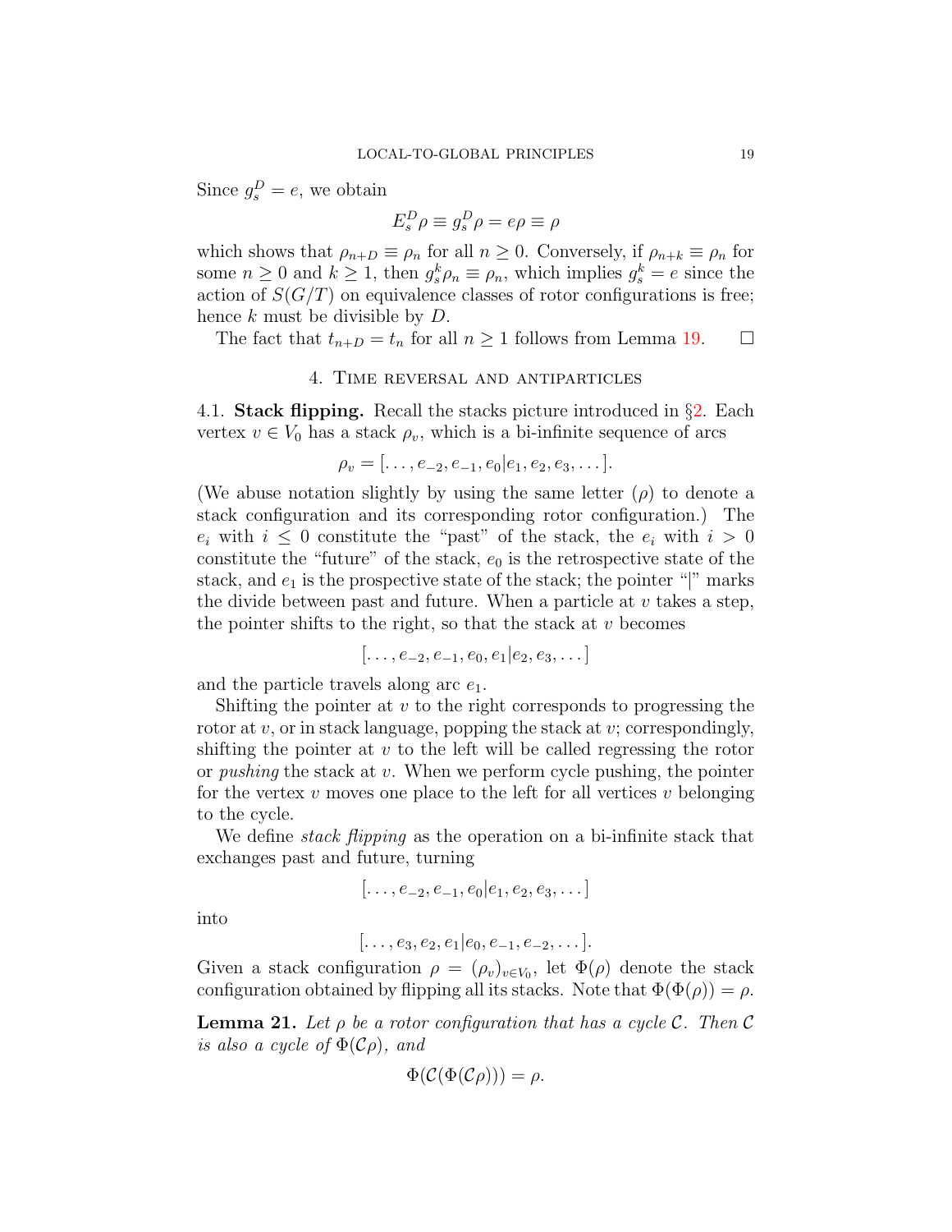Since $g_s^D = e$, we obtain

$$E_s^D \rho \equiv g_s^D \rho = e\rho \equiv \rho$$

which shows that $\rho_{n+D} \equiv \rho_n$ for all $n \geq 0$. Conversely, if $\rho_{n+k} \equiv \rho_n$ for some $n \geq 0$ and $k \geq 1$, then $g_s^k \rho_n \equiv \rho_n$, which implies $g_s^k = e$ since the action of $S(G/T)$ on equivalence classes of rotor configurations is free; hence $k$ must be divisible by $D$.

The fact that $t_{n+D} = t_n$ for all $n \geq 1$ follows from Lemma 19. □

## 4. Time reversal and antiparticles

4.1. **Stack flipping.** Recall the stacks picture introduced in §2. Each vertex $v \in V_0$ has a stack $\rho_v$, which is a bi-infinite sequence of arcs

$$\rho_v = [\ldots, e_{-2}, e_{-1}, e_0 | e_1, e_2, e_3, \ldots].$$

(We abuse notation slightly by using the same letter ($\rho$) to denote a stack configuration and its corresponding rotor configuration.) The $e_i$ with $i \leq 0$ constitute the "past" of the stack, the $e_i$ with $i > 0$ constitute the "future" of the stack, $e_0$ is the retrospective state of the stack, and $e_1$ is the prospective state of the stack; the pointer "|" marks the divide between past and future. When a particle at $v$ takes a step, the pointer shifts to the right, so that the stack at $v$ becomes

$$[\ldots, e_{-2}, e_{-1}, e_0, e_1 | e_2, e_3, \ldots]$$

and the particle travels along arc $e_1$.

Shifting the pointer at $v$ to the right corresponds to progressing the rotor at $v$, or in stack language, popping the stack at $v$; correspondingly, shifting the pointer at $v$ to the left will be called regressing the rotor or *pushing* the stack at $v$. When we perform cycle pushing, the pointer for the vertex $v$ moves one place to the left for all vertices $v$ belonging to the cycle.

We define *stack flipping* as the operation on a bi-infinite stack that exchanges past and future, turning

$$[\ldots, e_{-2}, e_{-1}, e_0 | e_1, e_2, e_3, \ldots]$$

into

$$[\ldots, e_3, e_2, e_1 | e_0, e_{-1}, e_{-2}, \ldots].$$

Given a stack configuration $\rho = (\rho_v)_{v \in V_0}$, let $\Phi(\rho)$ denote the stack configuration obtained by flipping all its stacks. Note that $\Phi(\Phi(\rho)) = \rho$.

**Lemma 21.** *Let $\rho$ be a rotor configuration that has a cycle $\mathcal{C}$. Then $\mathcal{C}$ is also a cycle of $\Phi(\mathcal{C}\rho)$, and*

$$\Phi(\mathcal{C}(\Phi(\mathcal{C}\rho))) = \rho.$$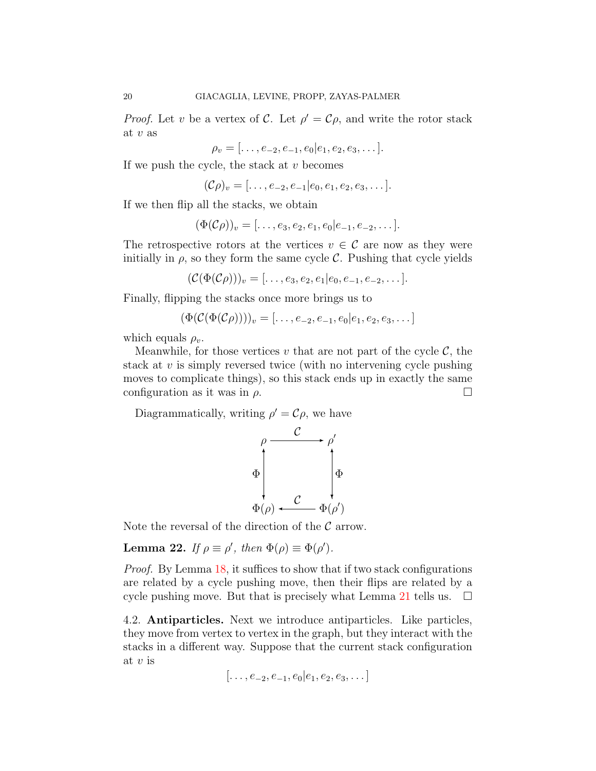*Proof.* Let $v$ be a vertex of $\mathcal{C}$. Let $\rho' = \mathcal{C}\rho$, and write the rotor stack at $v$ as

$$\rho_v = [\dots, e_{-2}, e_{-1}, e_0 | e_1, e_2, e_3, \dots].$$

If we push the cycle, the stack at $v$ becomes

$$(\mathcal{C}\rho)_v = [\dots, e_{-2}, e_{-1} | e_0, e_1, e_2, e_3, \dots].$$

If we then flip all the stacks, we obtain

$$(\Phi(\mathcal{C}\rho))_v = [\dots, e_3, e_2, e_1, e_0 | e_{-1}, e_{-2}, \dots].$$

The retrospective rotors at the vertices $v \in \mathcal{C}$ are now as they were initially in $\rho$, so they form the same cycle $\mathcal{C}$. Pushing that cycle yields

$$(\mathcal{C}(\Phi(\mathcal{C}\rho)))_v = [\dots, e_3, e_2, e_1 | e_0, e_{-1}, e_{-2}, \dots].$$

Finally, flipping the stacks once more brings us to

$$(\Phi(\mathcal{C}(\Phi(\mathcal{C}\rho))))_v = [\dots, e_{-2}, e_{-1}, e_0 | e_1, e_2, e_3, \dots]$$

which equals $\rho_v$.

Meanwhile, for those vertices $v$ that are not part of the cycle $\mathcal{C}$, the stack at $v$ is simply reversed twice (with no intervening cycle pushing moves to complicate things), so this stack ends up in exactly the same configuration as it was in $\rho$. □

Diagrammatically, writing $\rho' = \mathcal{C}\rho$, we have

$$\begin{array}{ccc} \rho & \xrightarrow{\ \mathcal{C}\ } & \rho' \\ \Phi \updownarrow & & \updownarrow \Phi \\ \Phi(\rho) & \xleftarrow{\ \mathcal{C}\ } & \Phi(\rho') \end{array}$$

Note the reversal of the direction of the $\mathcal{C}$ arrow.

**Lemma 22.** *If $\rho \equiv \rho'$, then $\Phi(\rho) \equiv \Phi(\rho')$.*

*Proof.* By Lemma 18, it suffices to show that if two stack configurations are related by a cycle pushing move, then their flips are related by a cycle pushing move. But that is precisely what Lemma 21 tells us. □

4.2. **Antiparticles.** Next we introduce antiparticles. Like particles, they move from vertex to vertex in the graph, but they interact with the stacks in a different way. Suppose that the current stack configuration at $v$ is

$$[\dots, e_{-2}, e_{-1}, e_0 | e_1, e_2, e_3, \dots]$$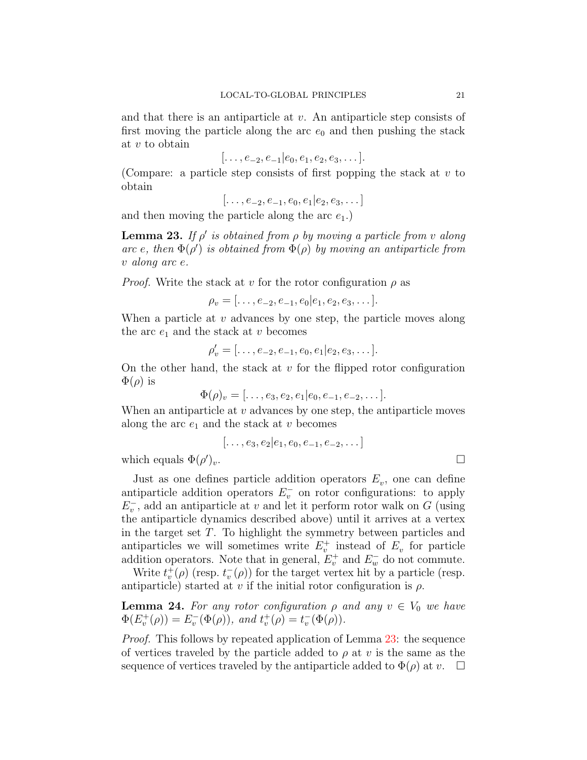and that there is an antiparticle at $v$. An antiparticle step consists of first moving the particle along the arc $e_0$ and then pushing the stack at $v$ to obtain

$$[\ldots, e_{-2}, e_{-1} | e_0, e_1, e_2, e_3, \ldots].$$

(Compare: a particle step consists of first popping the stack at $v$ to obtain

$$[\ldots, e_{-2}, e_{-1}, e_0, e_1 | e_2, e_3, \ldots]$$

and then moving the particle along the arc $e_1$.)

**Lemma 23.** *If $\rho'$ is obtained from $\rho$ by moving a particle from $v$ along arc $e$, then $\Phi(\rho')$ is obtained from $\Phi(\rho)$ by moving an antiparticle from $v$ along arc $e$.*

*Proof.* Write the stack at $v$ for the rotor configuration $\rho$ as

$$\rho_v = [\ldots, e_{-2}, e_{-1}, e_0 | e_1, e_2, e_3, \ldots].$$

When a particle at $v$ advances by one step, the particle moves along the arc $e_1$ and the stack at $v$ becomes

$$\rho'_v = [\ldots, e_{-2}, e_{-1}, e_0, e_1 | e_2, e_3, \ldots].$$

On the other hand, the stack at $v$ for the flipped rotor configuration $\Phi(\rho)$ is

$$\Phi(\rho)_v = [\ldots, e_3, e_2, e_1 | e_0, e_{-1}, e_{-2}, \ldots].$$

When an antiparticle at $v$ advances by one step, the antiparticle moves along the arc $e_1$ and the stack at $v$ becomes

$$[\ldots, e_3, e_2 | e_1, e_0, e_{-1}, e_{-2}, \ldots]$$

which equals $\Phi(\rho')_v$. □

Just as one defines particle addition operators $E_v$, one can define antiparticle addition operators $E_v^-$ on rotor configurations: to apply $E_v^-$, add an antiparticle at $v$ and let it perform rotor walk on $G$ (using the antiparticle dynamics described above) until it arrives at a vertex in the target set $T$. To highlight the symmetry between particles and antiparticles we will sometimes write $E_v^+$ instead of $E_v$ for particle addition operators. Note that in general, $E_v^+$ and $E_w^-$ do not commute.

Write $t_v^+(\rho)$ (resp. $t_v^-(\rho)$) for the target vertex hit by a particle (resp. antiparticle) started at $v$ if the initial rotor configuration is $\rho$.

**Lemma 24.** *For any rotor configuration $\rho$ and any $v \in V_0$ we have $\Phi(E_v^+(\rho)) = E_v^-(\Phi(\rho))$, and $t_v^+(\rho) = t_v^-(\Phi(\rho))$.*

*Proof.* This follows by repeated application of Lemma 23: the sequence of vertices traveled by the particle added to $\rho$ at $v$ is the same as the sequence of vertices traveled by the antiparticle added to $\Phi(\rho)$ at $v$. □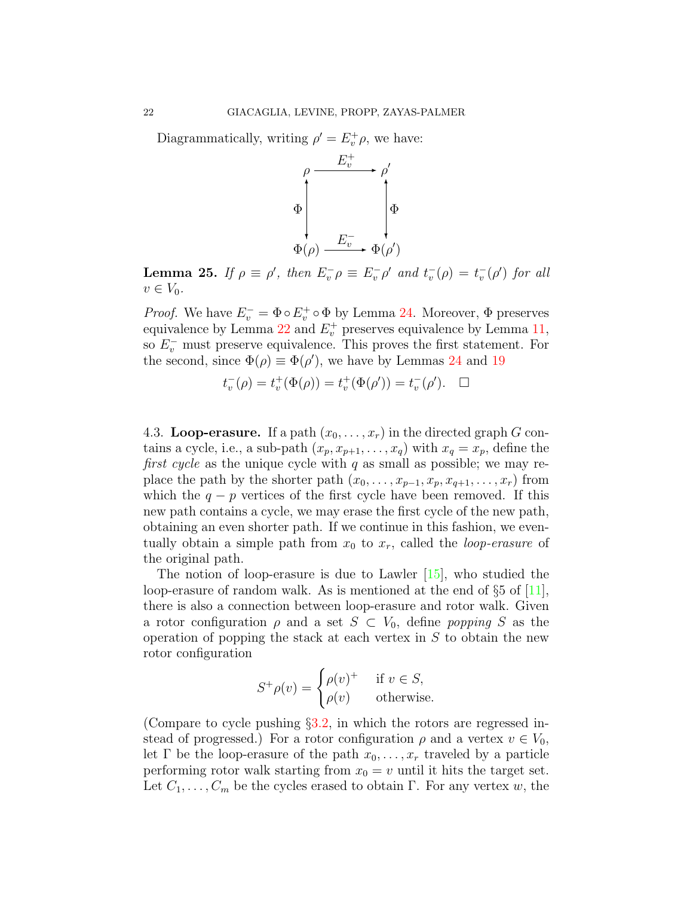Diagrammatically, writing $\rho' = E_v^+ \rho$, we have:

$$\begin{array}{ccc} \rho & \xrightarrow{E_v^+} & \rho' \\ \Phi \updownarrow & & \updownarrow \Phi \\ \Phi(\rho) & \xrightarrow{E_v^-} & \Phi(\rho') \end{array}$$

**Lemma 25.** *If $\rho \equiv \rho'$, then $E_v^- \rho \equiv E_v^- \rho'$ and $t_v^-(\rho) = t_v^-(\rho')$ for all $v \in V_0$.*

*Proof.* We have $E_v^- = \Phi \circ E_v^+ \circ \Phi$ by Lemma 24. Moreover, $\Phi$ preserves equivalence by Lemma 22 and $E_v^+$ preserves equivalence by Lemma 11, so $E_v^-$ must preserve equivalence. This proves the first statement. For the second, since $\Phi(\rho) \equiv \Phi(\rho')$, we have by Lemmas 24 and 19

$$t_v^-(\rho) = t_v^+(\Phi(\rho)) = t_v^+(\Phi(\rho')) = t_v^-(\rho'). \quad \square$$

4.3. **Loop-erasure.** If a path $(x_0, \ldots, x_r)$ in the directed graph $G$ contains a cycle, i.e., a sub-path $(x_p, x_{p+1}, \ldots, x_q)$ with $x_q = x_p$, define the *first cycle* as the unique cycle with $q$ as small as possible; we may replace the path by the shorter path $(x_0, \ldots, x_{p-1}, x_p, x_{q+1}, \ldots, x_r)$ from which the $q - p$ vertices of the first cycle have been removed. If this new path contains a cycle, we may erase the first cycle of the new path, obtaining an even shorter path. If we continue in this fashion, we eventually obtain a simple path from $x_0$ to $x_r$, called the *loop-erasure* of the original path.

The notion of loop-erasure is due to Lawler [15], who studied the loop-erasure of random walk. As is mentioned at the end of §5 of [11], there is also a connection between loop-erasure and rotor walk. Given a rotor configuration $\rho$ and a set $S \subset V_0$, define *popping* $S$ as the operation of popping the stack at each vertex in $S$ to obtain the new rotor configuration

$$S^+\rho(v) = \begin{cases} \rho(v)^+ & \text{if } v \in S, \\ \rho(v) & \text{otherwise.} \end{cases}$$

(Compare to cycle pushing §3.2, in which the rotors are regressed instead of progressed.) For a rotor configuration $\rho$ and a vertex $v \in V_0$, let $\Gamma$ be the loop-erasure of the path $x_0, \ldots, x_r$ traveled by a particle performing rotor walk starting from $x_0 = v$ until it hits the target set. Let $C_1, \ldots, C_m$ be the cycles erased to obtain $\Gamma$. For any vertex $w$, the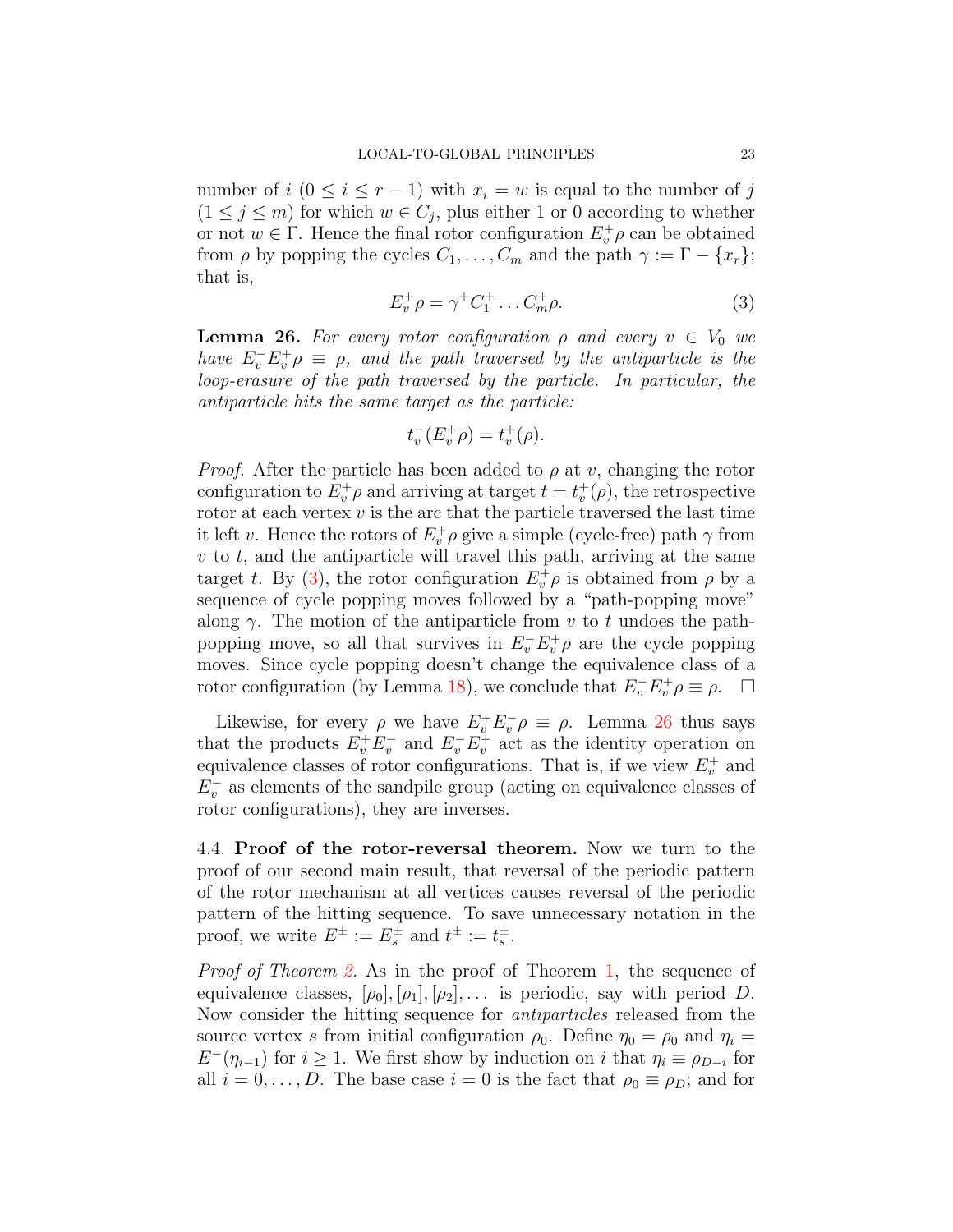number of $i$ ($0 \leq i \leq r-1$) with $x_i = w$ is equal to the number of $j$ ($1 \leq j \leq m$) for which $w \in C_j$, plus either 1 or 0 according to whether or not $w \in \Gamma$. Hence the final rotor configuration $E_v^+ \rho$ can be obtained from $\rho$ by popping the cycles $C_1, \ldots, C_m$ and the path $\gamma := \Gamma - \{x_r\}$; that is,

$$E_v^+ \rho = \gamma^+ C_1^+ \ldots C_m^+ \rho. \tag{3}$$

**Lemma 26.** *For every rotor configuration $\rho$ and every $v \in V_0$ we have $E_v^- E_v^+ \rho \equiv \rho$, and the path traversed by the antiparticle is the loop-erasure of the path traversed by the particle. In particular, the antiparticle hits the same target as the particle:*

$$t_v^-(E_v^+ \rho) = t_v^+(\rho).$$

*Proof.* After the particle has been added to $\rho$ at $v$, changing the rotor configuration to $E_v^+ \rho$ and arriving at target $t = t_v^+(\rho)$, the retrospective rotor at each vertex $v$ is the arc that the particle traversed the last time it left $v$. Hence the rotors of $E_v^+ \rho$ give a simple (cycle-free) path $\gamma$ from $v$ to $t$, and the antiparticle will travel this path, arriving at the same target $t$. By (3), the rotor configuration $E_v^+ \rho$ is obtained from $\rho$ by a sequence of cycle popping moves followed by a "path-popping move" along $\gamma$. The motion of the antiparticle from $v$ to $t$ undoes the path-popping move, so all that survives in $E_v^- E_v^+ \rho$ are the cycle popping moves. Since cycle popping doesn't change the equivalence class of a rotor configuration (by Lemma 18), we conclude that $E_v^- E_v^+ \rho \equiv \rho$. $\square$

Likewise, for every $\rho$ we have $E_v^+ E_v^- \rho \equiv \rho$. Lemma 26 thus says that the products $E_v^+ E_v^-$ and $E_v^- E_v^+$ act as the identity operation on equivalence classes of rotor configurations. That is, if we view $E_v^+$ and $E_v^-$ as elements of the sandpile group (acting on equivalence classes of rotor configurations), they are inverses.

4.4. **Proof of the rotor-reversal theorem.** Now we turn to the proof of our second main result, that reversal of the periodic pattern of the rotor mechanism at all vertices causes reversal of the periodic pattern of the hitting sequence. To save unnecessary notation in the proof, we write $E^\pm := E_s^\pm$ and $t^\pm := t_s^\pm$.

*Proof of Theorem 2.* As in the proof of Theorem 1, the sequence of equivalence classes, $[\rho_0], [\rho_1], [\rho_2], \ldots$ is periodic, say with period $D$. Now consider the hitting sequence for *antiparticles* released from the source vertex $s$ from initial configuration $\rho_0$. Define $\eta_0 = \rho_0$ and $\eta_i = E^-(\eta_{i-1})$ for $i \geq 1$. We first show by induction on $i$ that $\eta_i \equiv \rho_{D-i}$ for all $i = 0, \ldots, D$. The base case $i = 0$ is the fact that $\rho_0 \equiv \rho_D$; and for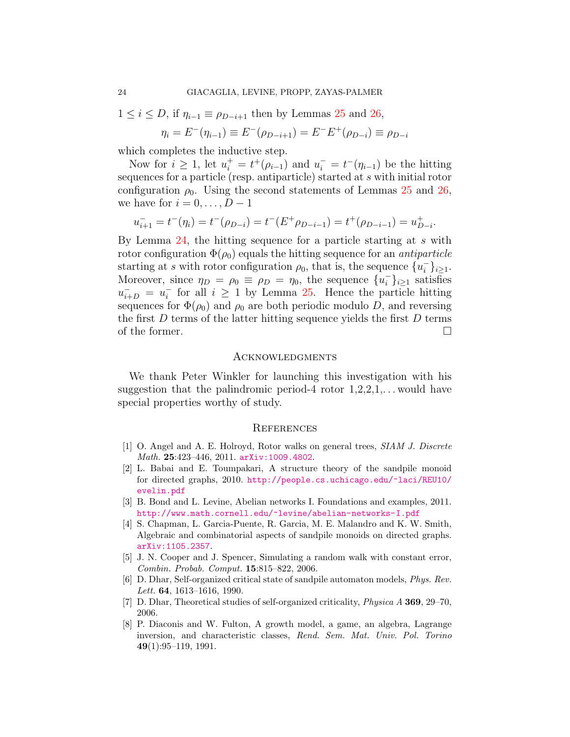$1 \le i \le D$, if $\eta_{i-1} \equiv \rho_{D-i+1}$ then by Lemmas 25 and 26,

$$\eta_i = E^-(\eta_{i-1}) \equiv E^-(\rho_{D-i+1}) = E^-E^+(\rho_{D-i}) \equiv \rho_{D-i}$$

which completes the inductive step.

Now for $i \ge 1$, let $u_i^+ = t^+(\rho_{i-1})$ and $u_i^- = t^-(\eta_{i-1})$ be the hitting sequences for a particle (resp. antiparticle) started at $s$ with initial rotor configuration $\rho_0$. Using the second statements of Lemmas 25 and 26, we have for $i = 0, \ldots, D-1$

$$u_{i+1}^- = t^-(\eta_i) = t^-(\rho_{D-i}) = t^-(E^+\rho_{D-i-1}) = t^+(\rho_{D-i-1}) = u_{D-i}^+.$$

By Lemma 24, the hitting sequence for a particle starting at $s$ with rotor configuration $\Phi(\rho_0)$ equals the hitting sequence for an *antiparticle* starting at $s$ with rotor configuration $\rho_0$, that is, the sequence $\{u_i^-\}_{i\ge1}$. Moreover, since $\eta_D = \rho_0 \equiv \rho_D = \eta_0$, the sequence $\{u_i^-\}_{i\ge1}$ satisfies $u_{i+D}^- = u_i^-$ for all $i \ge 1$ by Lemma 25. Hence the particle hitting sequences for $\Phi(\rho_0)$ and $\rho_0$ are both periodic modulo $D$, and reversing the first $D$ terms of the latter hitting sequence yields the first $D$ terms of the former. ☐

## Acknowledgments

We thank Peter Winkler for launching this investigation with his suggestion that the palindromic period-4 rotor 1,2,2,1,... would have special properties worthy of study.

## References

[1] O. Angel and A. E. Holroyd, Rotor walks on general trees, *SIAM J. Discrete Math.* **25**:423–446, 2011. arXiv:1009.4802.

[2] L. Babai and E. Toumpakari, A structure theory of the sandpile monoid for directed graphs, 2010. http://people.cs.uchicago.edu/~laci/REU10/evelin.pdf

[3] B. Bond and L. Levine, Abelian networks I. Foundations and examples, 2011. http://www.math.cornell.edu/~levine/abelian-networks-I.pdf

[4] S. Chapman, L. Garcia-Puente, R. Garcia, M. E. Malandro and K. W. Smith, Algebraic and combinatorial aspects of sandpile monoids on directed graphs. arXiv:1105.2357.

[5] J. N. Cooper and J. Spencer, Simulating a random walk with constant error, *Combin. Probab. Comput.* **15**:815–822, 2006.

[6] D. Dhar, Self-organized critical state of sandpile automaton models, *Phys. Rev. Lett.* **64**, 1613–1616, 1990.

[7] D. Dhar, Theoretical studies of self-organized criticality, *Physica A* **369**, 29–70, 2006.

[8] P. Diaconis and W. Fulton, A growth model, a game, an algebra, Lagrange inversion, and characteristic classes, *Rend. Sem. Mat. Univ. Pol. Torino* **49**(1):95–119, 1991.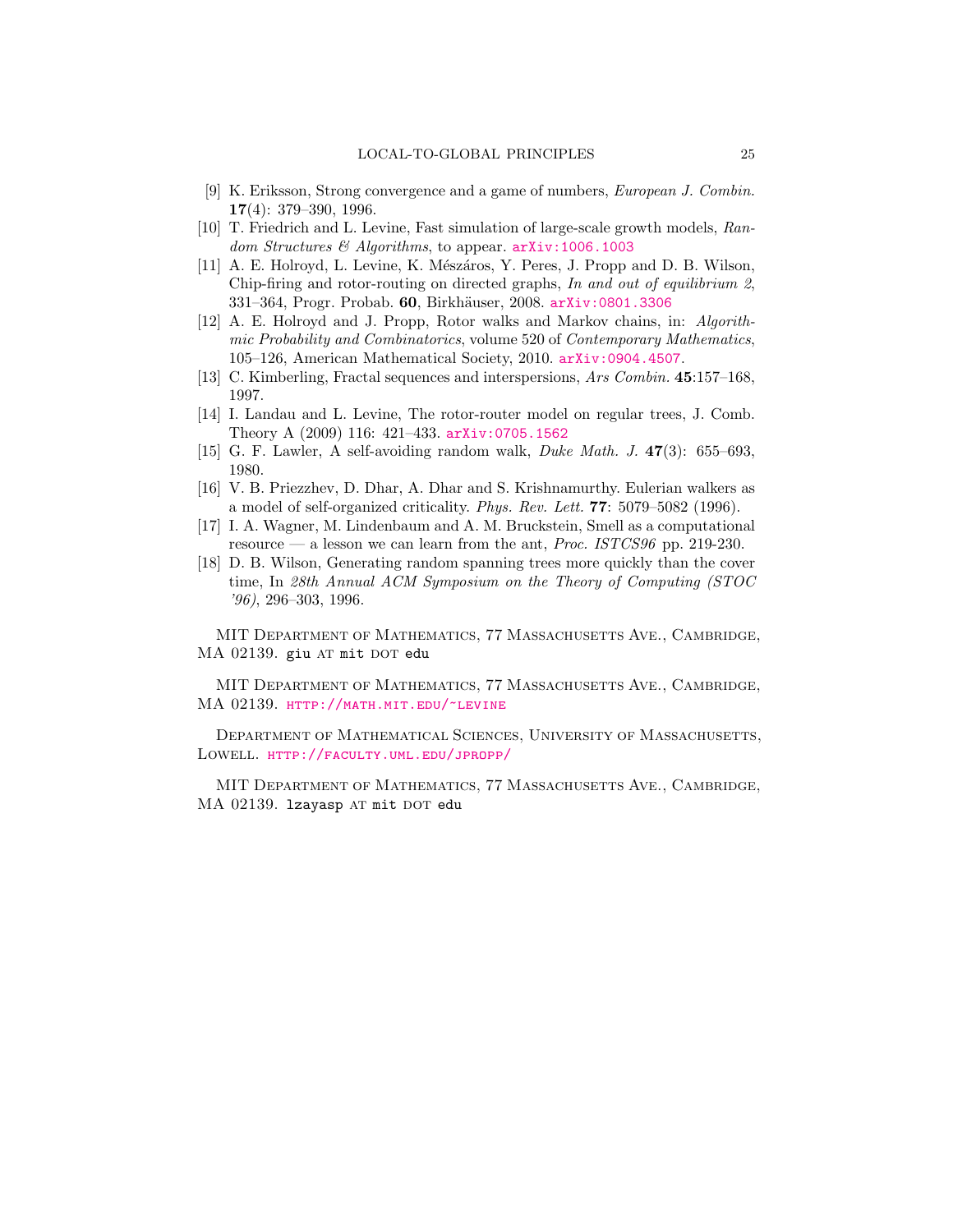[9] K. Eriksson, Strong convergence and a game of numbers, *European J. Combin.* **17**(4): 379–390, 1996.

[10] T. Friedrich and L. Levine, Fast simulation of large-scale growth models, *Random Structures & Algorithms*, to appear. arXiv:1006.1003

[11] A. E. Holroyd, L. Levine, K. Mészáros, Y. Peres, J. Propp and D. B. Wilson, Chip-firing and rotor-routing on directed graphs, *In and out of equilibrium 2*, 331–364, Progr. Probab. **60**, Birkhäuser, 2008. arXiv:0801.3306

[12] A. E. Holroyd and J. Propp, Rotor walks and Markov chains, in: *Algorithmic Probability and Combinatorics*, volume 520 of *Contemporary Mathematics*, 105–126, American Mathematical Society, 2010. arXiv:0904.4507.

[13] C. Kimberling, Fractal sequences and interspersions, *Ars Combin.* **45**:157–168, 1997.

[14] I. Landau and L. Levine, The rotor-router model on regular trees, J. Comb. Theory A (2009) 116: 421–433. arXiv:0705.1562

[15] G. F. Lawler, A self-avoiding random walk, *Duke Math. J.* **47**(3): 655–693, 1980.

[16] V. B. Priezzhev, D. Dhar, A. Dhar and S. Krishnamurthy. Eulerian walkers as a model of self-organized criticality. *Phys. Rev. Lett.* **77**: 5079–5082 (1996).

[17] I. A. Wagner, M. Lindenbaum and A. M. Bruckstein, Smell as a computational resource — a lesson we can learn from the ant, *Proc. ISTCS96* pp. 219-230.

[18] D. B. Wilson, Generating random spanning trees more quickly than the cover time, In *28th Annual ACM Symposium on the Theory of Computing (STOC '96)*, 296–303, 1996.

MIT Department of Mathematics, 77 Massachusetts Ave., Cambridge, MA 02139. giu AT mit DOT edu

MIT Department of Mathematics, 77 Massachusetts Ave., Cambridge, MA 02139. http://math.mit.edu/~levine

Department of Mathematical Sciences, University of Massachusetts, Lowell. http://faculty.uml.edu/jpropp/

MIT Department of Mathematics, 77 Massachusetts Ave., Cambridge, MA 02139. lzayasp AT mit DOT edu